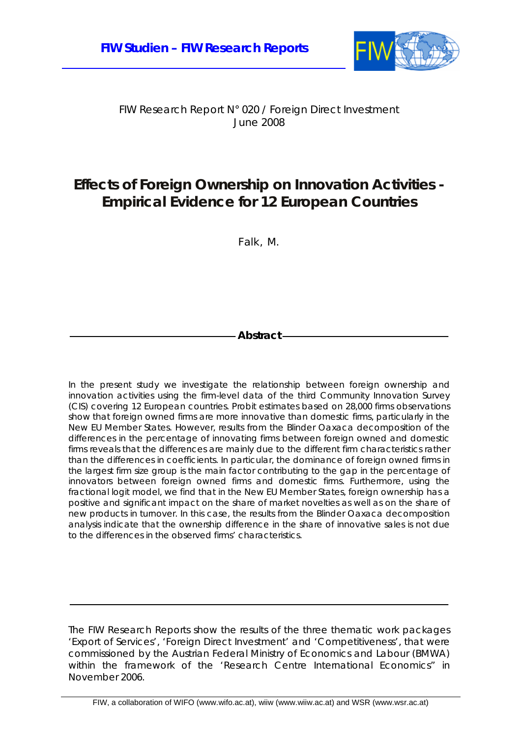**FIW Studien – FIW Research Reports**

FIW Research Report N° 020 / Foreign Direct Investment
June 2008

# Effects of Foreign Ownership on Innovation Activities - Empirical Evidence for 12 European Countries

Falk, M.

## Abstract

*In the present study we investigate the relationship between foreign ownership and innovation activities using the firm-level data of the third Community Innovation Survey (CIS) covering 12 European countries. Probit estimates based on 28,000 firms observations show that foreign owned firms are more innovative than domestic firms, particularly in the New EU Member States. However, results from the Blinder Oaxaca decomposition of the differences in the percentage of innovating firms between foreign owned and domestic firms reveals that the differences are mainly due to the different firm characteristics rather than the differences in coefficients. In particular, the dominance of foreign owned firms in the largest firm size group is the main factor contributing to the gap in the percentage of innovators between foreign owned firms and domestic firms. Furthermore, using the fractional logit model, we find that in the New EU Member States, foreign ownership has a positive and significant impact on the share of market novelties as well as on the share of new products in turnover. In this case, the results from the Blinder Oaxaca decomposition analysis indicate that the ownership difference in the share of innovative sales is not due to the differences in the observed firms' characteristics.*

The FIW Research Reports show the results of the three thematic work packages 'Export of Services', 'Foreign Direct Investment' and 'Competitiveness', that were commissioned by the Austrian Federal Ministry of Economics and Labour (BMWA) within the framework of the 'Research Centre International Economics" in November 2006.

FIW, a collaboration of WIFO (www.wifo.ac.at), wiiw (www.wiiw.ac.at) and WSR (www.wsr.ac.at)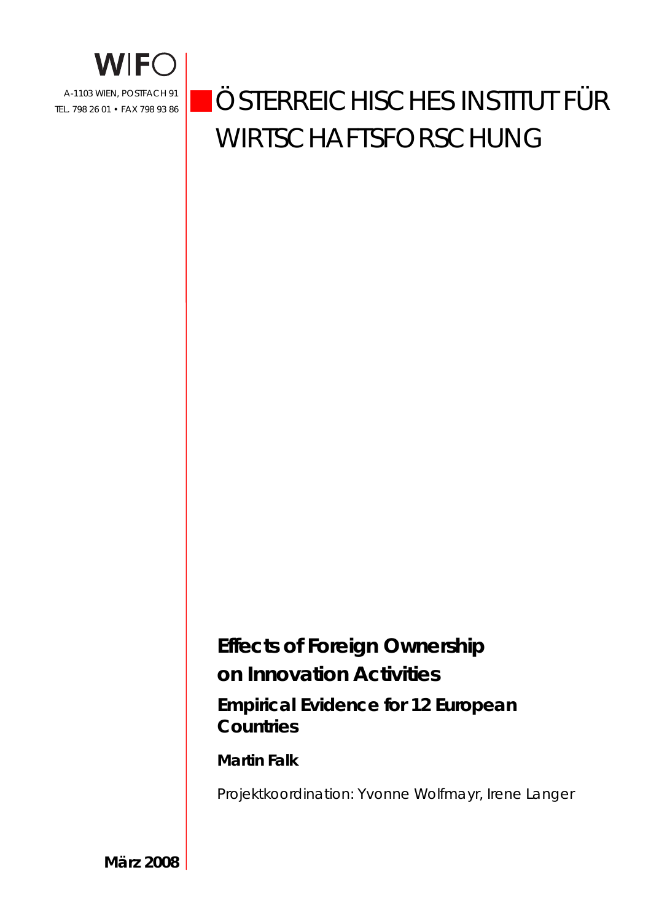WIFO

A-1103 WIEN, POSTFACH 91
TEL. 798 26 01 • FAX 798 93 86

# ÖSTERREICHISCHES INSTITUT FÜR WIRTSCHAFTSFORSCHUNG

## Effects of Foreign Ownership on Innovation Activities

### Empirical Evidence for 12 European Countries

**Martin Falk**

Projektkoordination: Yvonne Wolfmayr, Irene Langer

**März 2008**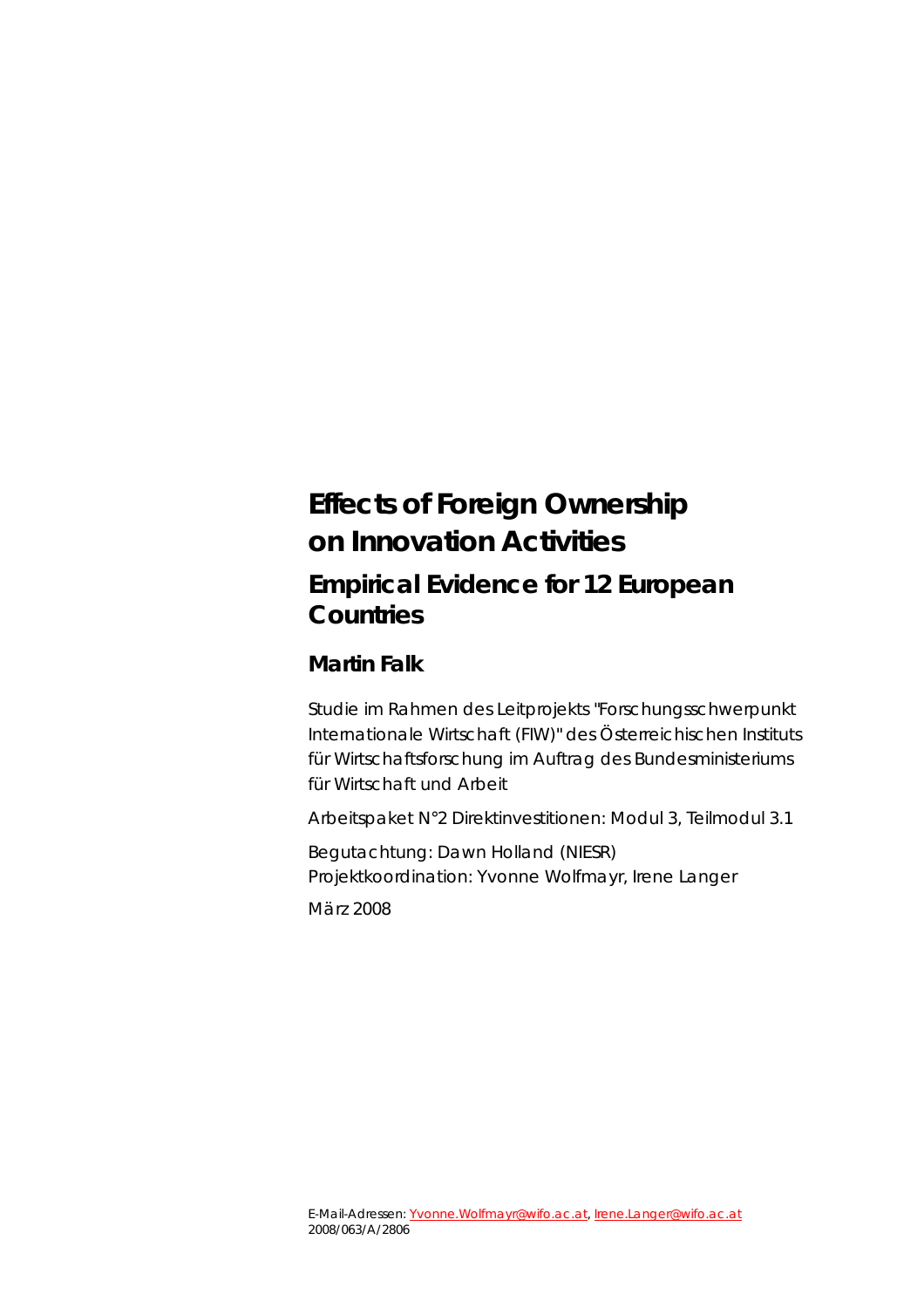# Effects of Foreign Ownership on Innovation Activities

## Empirical Evidence for 12 European Countries

### Martin Falk

Studie im Rahmen des Leitprojekts "Forschungsschwerpunkt Internationale Wirtschaft (FIW)" des Österreichischen Instituts für Wirtschaftsforschung im Auftrag des Bundesministeriums für Wirtschaft und Arbeit

Arbeitspaket N°2 Direktinvestitionen: Modul 3, Teilmodul 3.1

Begutachtung: Dawn Holland (NIESR)
Projektkoordination: Yvonne Wolfmayr, Irene Langer

März 2008

E-Mail-Adressen: Yvonne.Wolfmayr@wifo.ac.at, Irene.Langer@wifo.ac.at
2008/063/A/2806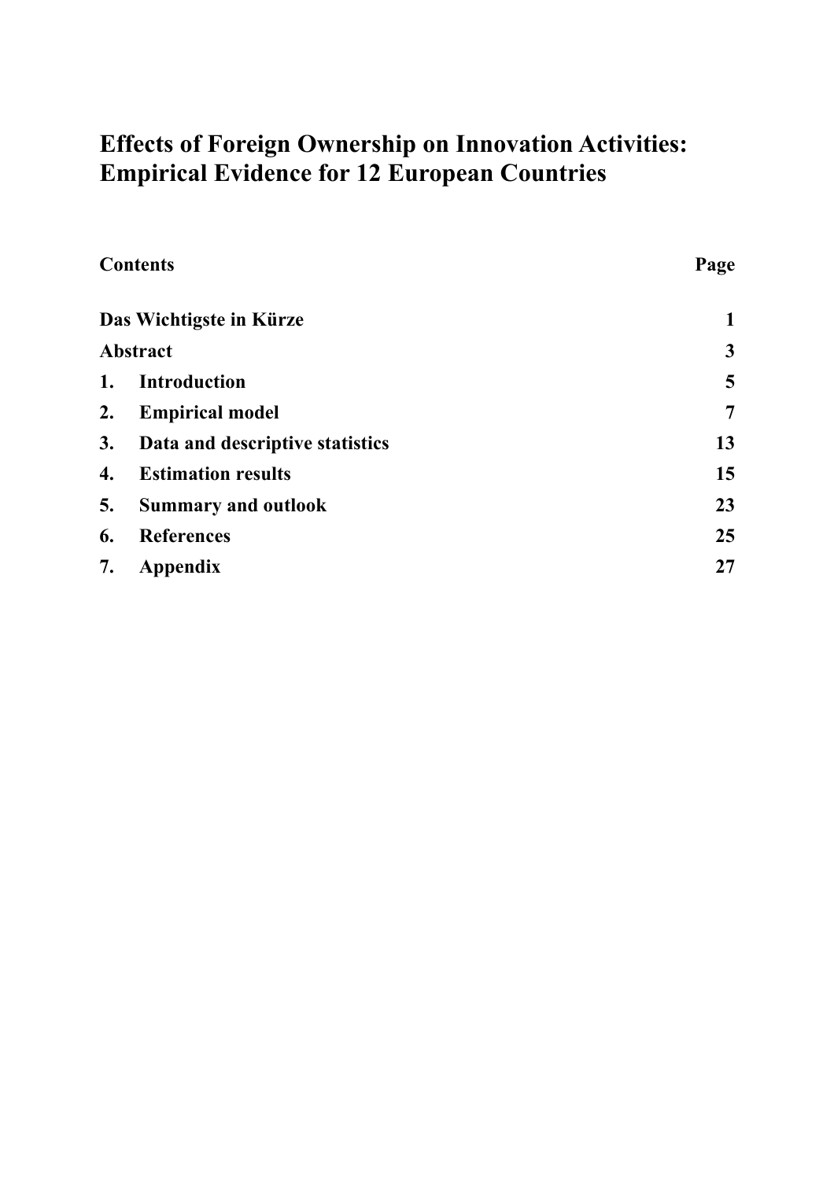# Effects of Foreign Ownership on Innovation Activities: Empirical Evidence for 12 European Countries

| **Contents** | **Page** |
|---|---|
| **Das Wichtigste in Kürze** | **1** |
| **Abstract** | **3** |
| **1. Introduction** | **5** |
| **2. Empirical model** | **7** |
| **3. Data and descriptive statistics** | **13** |
| **4. Estimation results** | **15** |
| **5. Summary and outlook** | **23** |
| **6. References** | **25** |
| **7. Appendix** | **27** |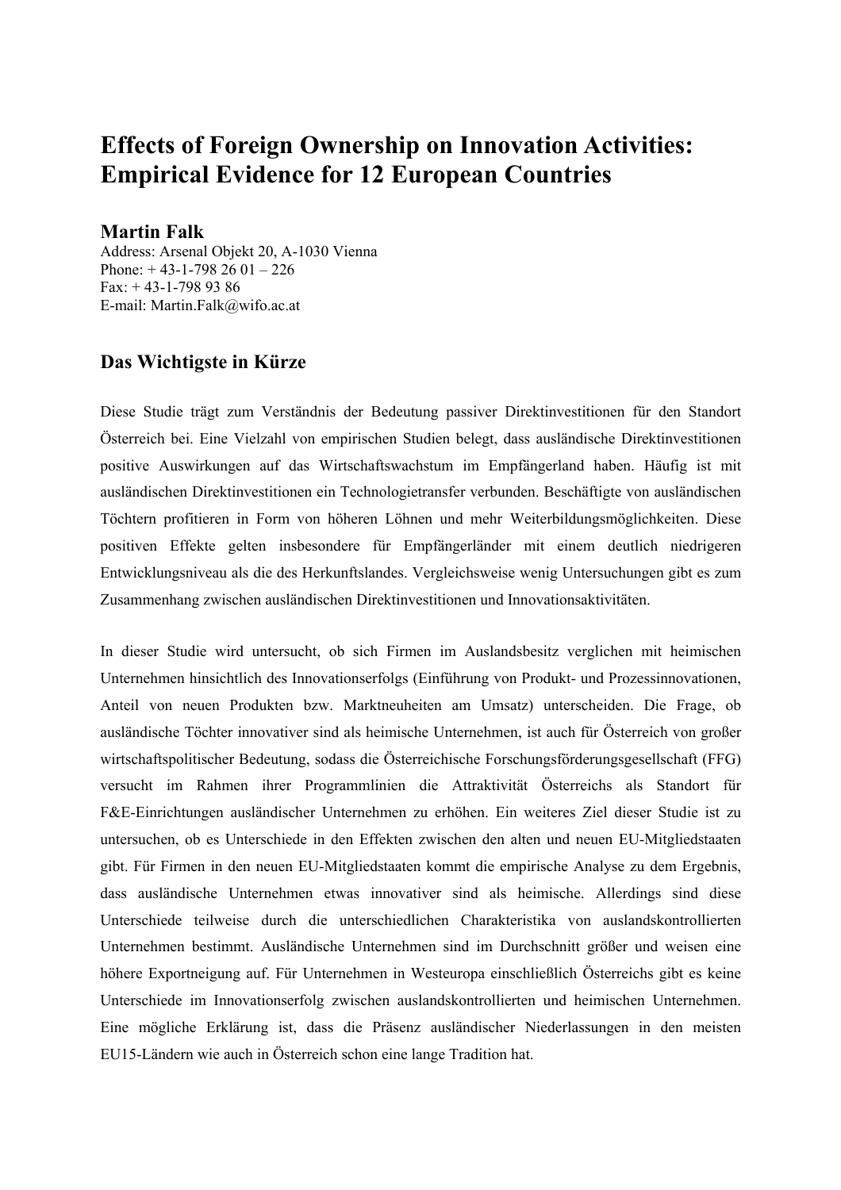# Effects of Foreign Ownership on Innovation Activities: Empirical Evidence for 12 European Countries

**Martin Falk**
Address: Arsenal Objekt 20, A-1030 Vienna
Phone: + 43-1-798 26 01 – 226
Fax: + 43-1-798 93 86
E-mail: Martin.Falk@wifo.ac.at

## Das Wichtigste in Kürze

Diese Studie trägt zum Verständnis der Bedeutung passiver Direktinvestitionen für den Standort Österreich bei. Eine Vielzahl von empirischen Studien belegt, dass ausländische Direktinvestitionen positive Auswirkungen auf das Wirtschaftswachstum im Empfängerland haben. Häufig ist mit ausländischen Direktinvestitionen ein Technologietransfer verbunden. Beschäftigte von ausländischen Töchtern profitieren in Form von höheren Löhnen und mehr Weiterbildungsmöglichkeiten. Diese positiven Effekte gelten insbesondere für Empfängerländer mit einem deutlich niedrigeren Entwicklungsniveau als die des Herkunftslandes. Vergleichsweise wenig Untersuchungen gibt es zum Zusammenhang zwischen ausländischen Direktinvestitionen und Innovationsaktivitäten.

In dieser Studie wird untersucht, ob sich Firmen im Auslandsbesitz verglichen mit heimischen Unternehmen hinsichtlich des Innovationserfolgs (Einführung von Produkt- und Prozessinnovationen, Anteil von neuen Produkten bzw. Marktneuheiten am Umsatz) unterscheiden. Die Frage, ob ausländische Töchter innovativer sind als heimische Unternehmen, ist auch für Österreich von großer wirtschaftspolitischer Bedeutung, sodass die Österreichische Forschungsförderungsgesellschaft (FFG) versucht im Rahmen ihrer Programmlinien die Attraktivität Österreichs als Standort für F&E-Einrichtungen ausländischer Unternehmen zu erhöhen. Ein weiteres Ziel dieser Studie ist zu untersuchen, ob es Unterschiede in den Effekten zwischen den alten und neuen EU-Mitgliedstaaten gibt. Für Firmen in den neuen EU-Mitgliedstaaten kommt die empirische Analyse zu dem Ergebnis, dass ausländische Unternehmen etwas innovativer sind als heimische. Allerdings sind diese Unterschiede teilweise durch die unterschiedlichen Charakteristika von auslandskontrollierten Unternehmen bestimmt. Ausländische Unternehmen sind im Durchschnitt größer und weisen eine höhere Exportneigung auf. Für Unternehmen in Westeuropa einschließlich Österreichs gibt es keine Unterschiede im Innovationserfolg zwischen auslandskontrollierten und heimischen Unternehmen. Eine mögliche Erklärung ist, dass die Präsenz ausländischer Niederlassungen in den meisten EU15-Ländern wie auch in Österreich schon eine lange Tradition hat.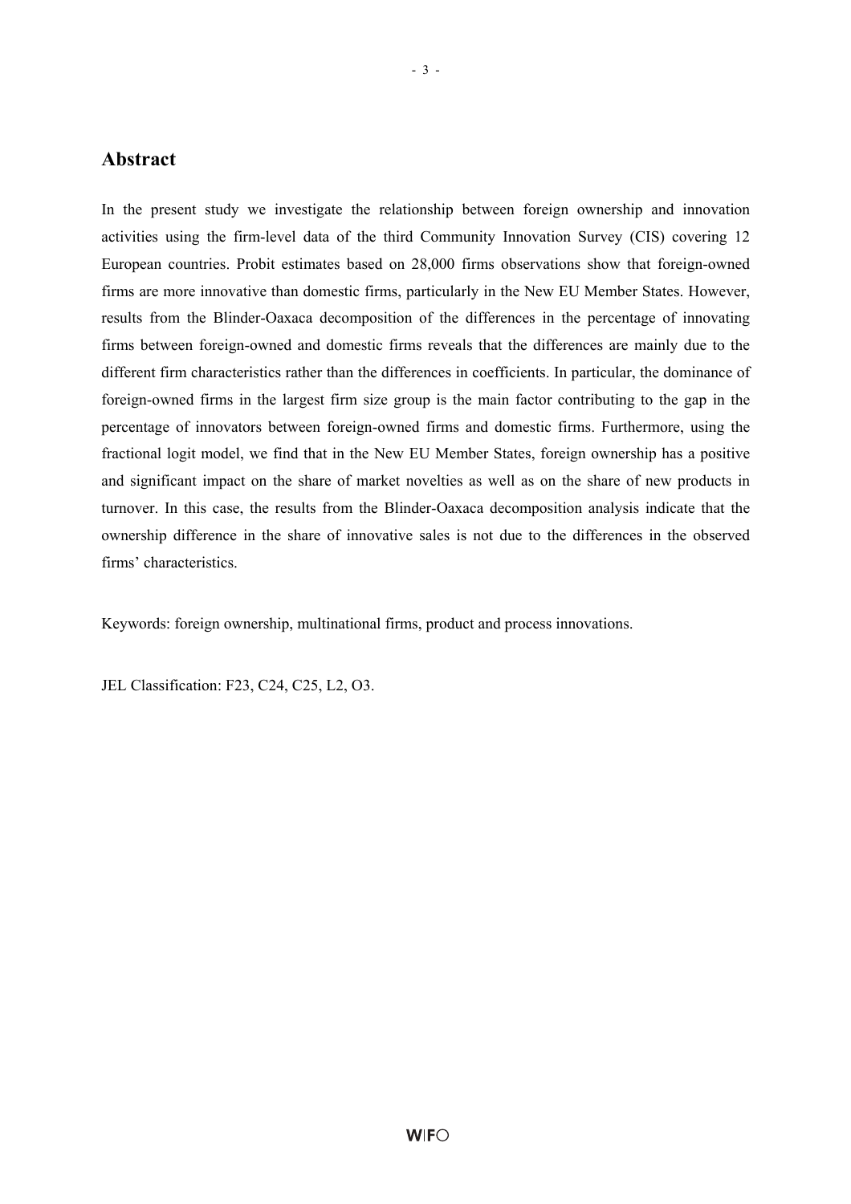## Abstract

In the present study we investigate the relationship between foreign ownership and innovation activities using the firm-level data of the third Community Innovation Survey (CIS) covering 12 European countries. Probit estimates based on 28,000 firms observations show that foreign-owned firms are more innovative than domestic firms, particularly in the New EU Member States. However, results from the Blinder-Oaxaca decomposition of the differences in the percentage of innovating firms between foreign-owned and domestic firms reveals that the differences are mainly due to the different firm characteristics rather than the differences in coefficients. In particular, the dominance of foreign-owned firms in the largest firm size group is the main factor contributing to the gap in the percentage of innovators between foreign-owned firms and domestic firms. Furthermore, using the fractional logit model, we find that in the New EU Member States, foreign ownership has a positive and significant impact on the share of market novelties as well as on the share of new products in turnover. In this case, the results from the Blinder-Oaxaca decomposition analysis indicate that the ownership difference in the share of innovative sales is not due to the differences in the observed firms' characteristics.

Keywords: foreign ownership, multinational firms, product and process innovations.

JEL Classification: F23, C24, C25, L2, O3.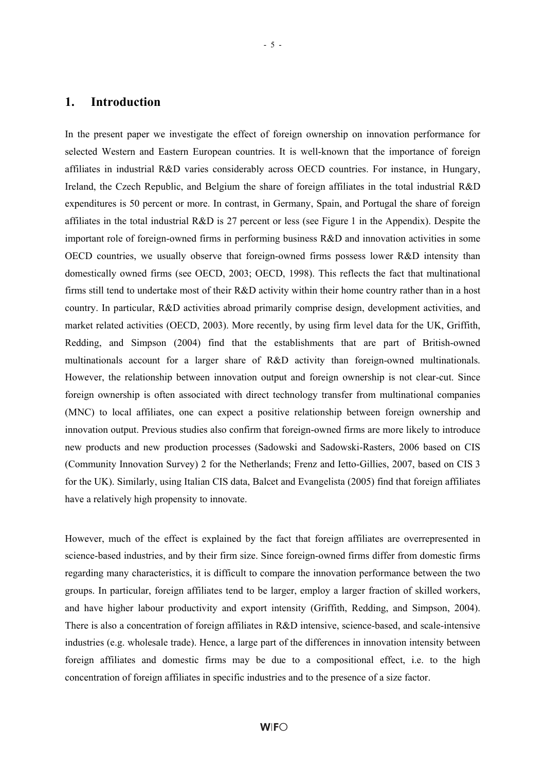# 1. Introduction

In the present paper we investigate the effect of foreign ownership on innovation performance for selected Western and Eastern European countries. It is well-known that the importance of foreign affiliates in industrial R&D varies considerably across OECD countries. For instance, in Hungary, Ireland, the Czech Republic, and Belgium the share of foreign affiliates in the total industrial R&D expenditures is 50 percent or more. In contrast, in Germany, Spain, and Portugal the share of foreign affiliates in the total industrial R&D is 27 percent or less (see Figure 1 in the Appendix). Despite the important role of foreign-owned firms in performing business R&D and innovation activities in some OECD countries, we usually observe that foreign-owned firms possess lower R&D intensity than domestically owned firms (see OECD, 2003; OECD, 1998). This reflects the fact that multinational firms still tend to undertake most of their R&D activity within their home country rather than in a host country. In particular, R&D activities abroad primarily comprise design, development activities, and market related activities (OECD, 2003). More recently, by using firm level data for the UK, Griffith, Redding, and Simpson (2004) find that the establishments that are part of British-owned multinationals account for a larger share of R&D activity than foreign-owned multinationals. However, the relationship between innovation output and foreign ownership is not clear-cut. Since foreign ownership is often associated with direct technology transfer from multinational companies (MNC) to local affiliates, one can expect a positive relationship between foreign ownership and innovation output. Previous studies also confirm that foreign-owned firms are more likely to introduce new products and new production processes (Sadowski and Sadowski-Rasters, 2006 based on CIS (Community Innovation Survey) 2 for the Netherlands; Frenz and Ietto-Gillies, 2007, based on CIS 3 for the UK). Similarly, using Italian CIS data, Balcet and Evangelista (2005) find that foreign affiliates have a relatively high propensity to innovate.

However, much of the effect is explained by the fact that foreign affiliates are overrepresented in science-based industries, and by their firm size. Since foreign-owned firms differ from domestic firms regarding many characteristics, it is difficult to compare the innovation performance between the two groups. In particular, foreign affiliates tend to be larger, employ a larger fraction of skilled workers, and have higher labour productivity and export intensity (Griffith, Redding, and Simpson, 2004). There is also a concentration of foreign affiliates in R&D intensive, science-based, and scale-intensive industries (e.g. wholesale trade). Hence, a large part of the differences in innovation intensity between foreign affiliates and domestic firms may be due to a compositional effect, i.e. to the high concentration of foreign affiliates in specific industries and to the presence of a size factor.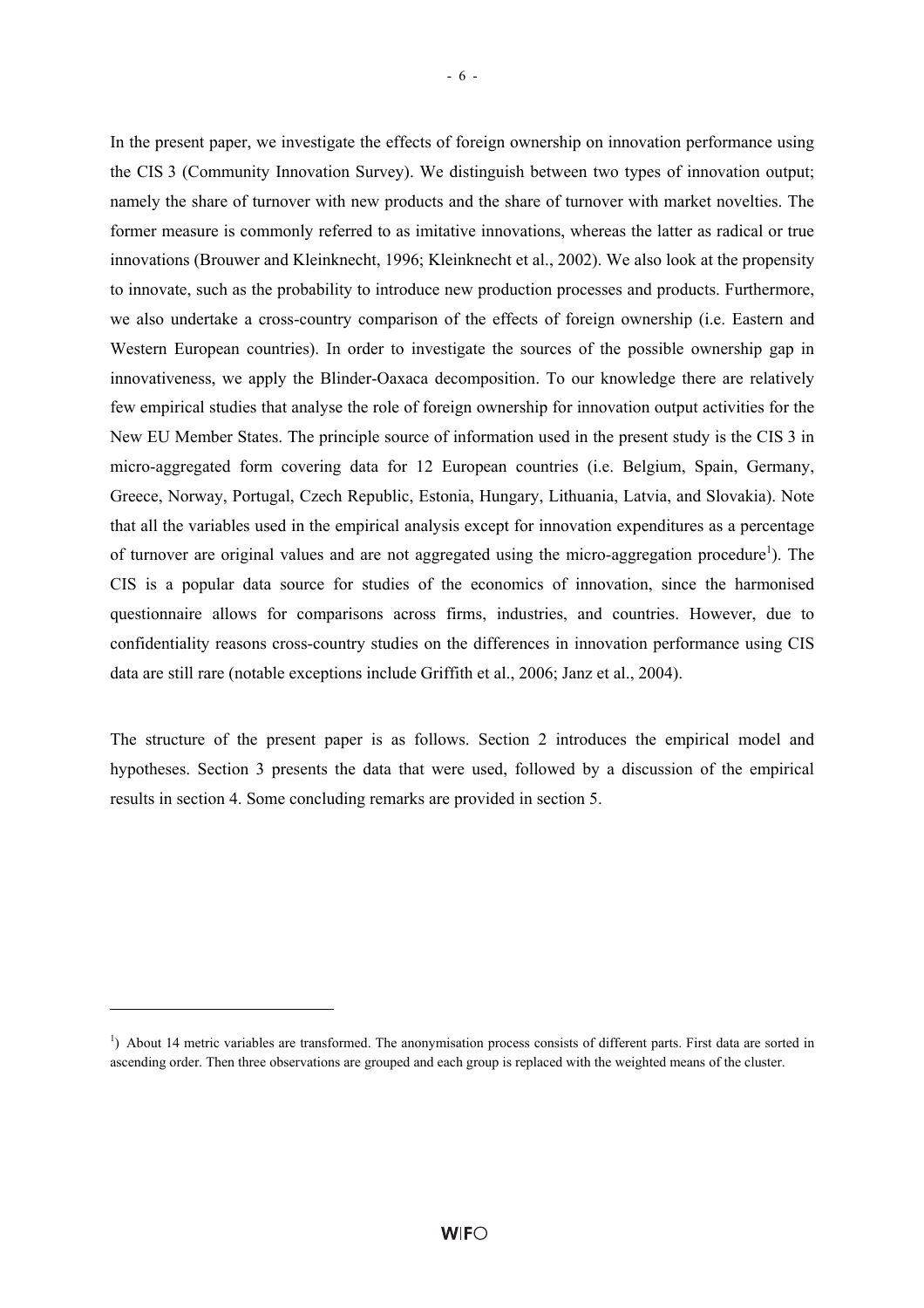In the present paper, we investigate the effects of foreign ownership on innovation performance using the CIS 3 (Community Innovation Survey). We distinguish between two types of innovation output; namely the share of turnover with new products and the share of turnover with market novelties. The former measure is commonly referred to as imitative innovations, whereas the latter as radical or true innovations (Brouwer and Kleinknecht, 1996; Kleinknecht et al., 2002). We also look at the propensity to innovate, such as the probability to introduce new production processes and products. Furthermore, we also undertake a cross-country comparison of the effects of foreign ownership (i.e. Eastern and Western European countries). In order to investigate the sources of the possible ownership gap in innovativeness, we apply the Blinder-Oaxaca decomposition. To our knowledge there are relatively few empirical studies that analyse the role of foreign ownership for innovation output activities for the New EU Member States. The principle source of information used in the present study is the CIS 3 in micro-aggregated form covering data for 12 European countries (i.e. Belgium, Spain, Germany, Greece, Norway, Portugal, Czech Republic, Estonia, Hungary, Lithuania, Latvia, and Slovakia). Note that all the variables used in the empirical analysis except for innovation expenditures as a percentage of turnover are original values and are not aggregated using the micro-aggregation procedure[1]). The CIS is a popular data source for studies of the economics of innovation, since the harmonised questionnaire allows for comparisons across firms, industries, and countries. However, due to confidentiality reasons cross-country studies on the differences in innovation performance using CIS data are still rare (notable exceptions include Griffith et al., 2006; Janz et al., 2004).

The structure of the present paper is as follows. Section 2 introduces the empirical model and hypotheses. Section 3 presents the data that were used, followed by a discussion of the empirical results in section 4. Some concluding remarks are provided in section 5.

---

[1]) About 14 metric variables are transformed. The anonymisation process consists of different parts. First data are sorted in ascending order. Then three observations are grouped and each group is replaced with the weighted means of the cluster.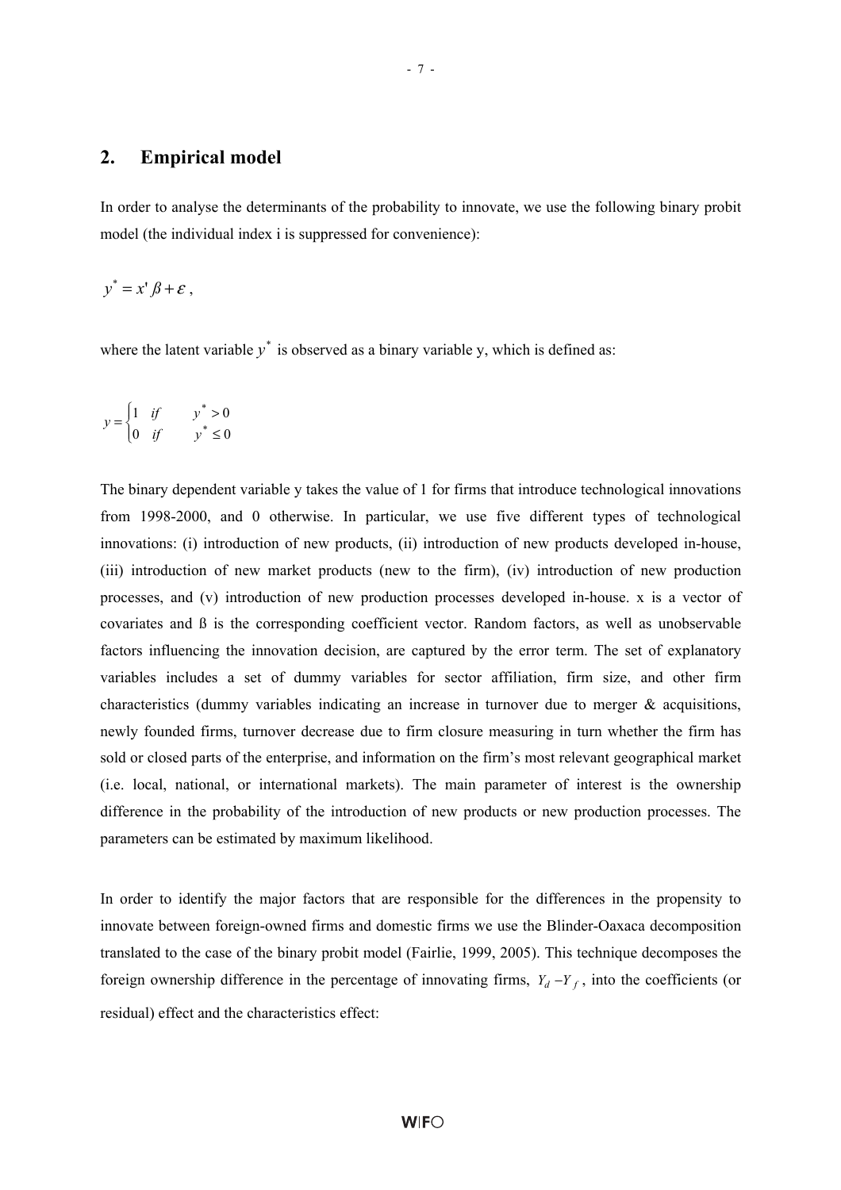## 2. Empirical model

In order to analyse the determinants of the probability to innovate, we use the following binary probit model (the individual index i is suppressed for convenience):

$$y^* = x'\beta + \varepsilon ,$$

where the latent variable $y^*$ is observed as a binary variable y, which is defined as:

$$y = \begin{cases} 1 & if \quad y^* > 0 \\ 0 & if \quad y^* \leq 0 \end{cases}$$

The binary dependent variable y takes the value of 1 for firms that introduce technological innovations from 1998-2000, and 0 otherwise. In particular, we use five different types of technological innovations: (i) introduction of new products, (ii) introduction of new products developed in-house, (iii) introduction of new market products (new to the firm), (iv) introduction of new production processes, and (v) introduction of new production processes developed in-house. x is a vector of covariates and ß is the corresponding coefficient vector. Random factors, as well as unobservable factors influencing the innovation decision, are captured by the error term. The set of explanatory variables includes a set of dummy variables for sector affiliation, firm size, and other firm characteristics (dummy variables indicating an increase in turnover due to merger & acquisitions, newly founded firms, turnover decrease due to firm closure measuring in turn whether the firm has sold or closed parts of the enterprise, and information on the firm's most relevant geographical market (i.e. local, national, or international markets). The main parameter of interest is the ownership difference in the probability of the introduction of new products or new production processes. The parameters can be estimated by maximum likelihood.

In order to identify the major factors that are responsible for the differences in the propensity to innovate between foreign-owned firms and domestic firms we use the Blinder-Oaxaca decomposition translated to the case of the binary probit model (Fairlie, 1999, 2005). This technique decomposes the foreign ownership difference in the percentage of innovating firms, $Y_d - Y_f$, into the coefficients (or residual) effect and the characteristics effect: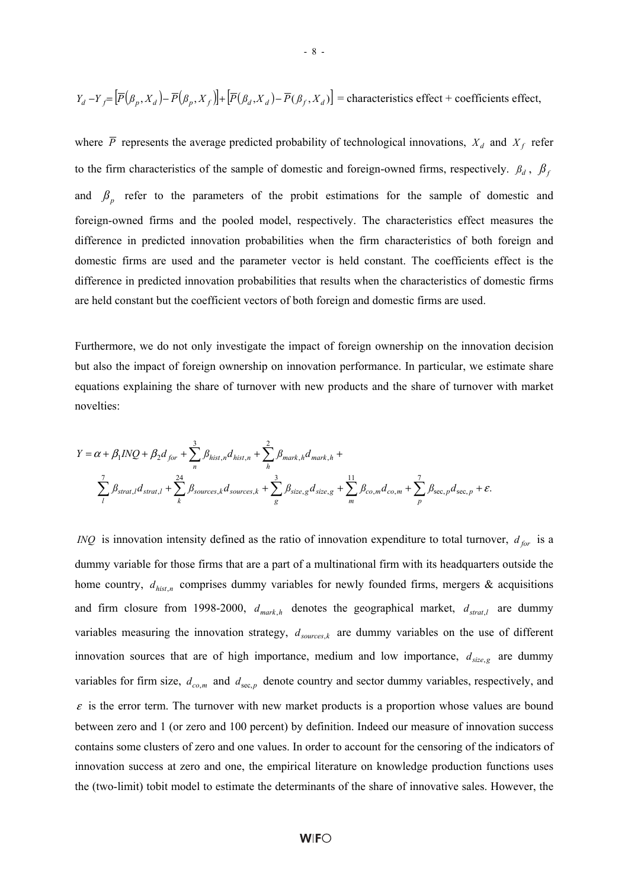$$Y_d - Y_f = \left[\overline{P}\left(\beta_p, X_d\right) - \overline{P}\left(\beta_p, X_f\right)\right] + \left[\overline{P}\left(\beta_d, X_d\right) - \overline{P}\left(\beta_f, X_d\right)\right] = \text{characteristics effect + coefficients effect,}$$

where $\overline{P}$ represents the average predicted probability of technological innovations, $X_d$ and $X_f$ refer to the firm characteristics of the sample of domestic and foreign-owned firms, respectively. $\beta_d$, $\beta_f$ and $\beta_p$ refer to the parameters of the probit estimations for the sample of domestic and foreign-owned firms and the pooled model, respectively. The characteristics effect measures the difference in predicted innovation probabilities when the firm characteristics of both foreign and domestic firms are used and the parameter vector is held constant. The coefficients effect is the difference in predicted innovation probabilities that results when the characteristics of domestic firms are held constant but the coefficient vectors of both foreign and domestic firms are used.

Furthermore, we do not only investigate the impact of foreign ownership on the innovation decision but also the impact of foreign ownership on innovation performance. In particular, we estimate share equations explaining the share of turnover with new products and the share of turnover with market novelties:

$$Y = \alpha + \beta_1 INQ + \beta_2 d_{for} + \sum_{n}^{3} \beta_{hist,n} d_{hist,n} + \sum_{h}^{2} \beta_{mark,h} d_{mark,h} +$$
$$\sum_{l}^{7} \beta_{strat,l} d_{strat,l} + \sum_{k}^{24} \beta_{sources,k} d_{sources,k} + \sum_{g}^{3} \beta_{size,g} d_{size,g} + \sum_{m}^{11} \beta_{co,m} d_{co,m} + \sum_{p}^{7} \beta_{\sec,p} d_{\sec,p} + \varepsilon.$$

$INQ$ is innovation intensity defined as the ratio of innovation expenditure to total turnover, $d_{for}$ is a dummy variable for those firms that are a part of a multinational firm with its headquarters outside the home country, $d_{hist,n}$ comprises dummy variables for newly founded firms, mergers & acquisitions and firm closure from 1998-2000, $d_{mark,h}$ denotes the geographical market, $d_{strat,l}$ are dummy variables measuring the innovation strategy, $d_{sources,k}$ are dummy variables on the use of different innovation sources that are of high importance, medium and low importance, $d_{size,g}$ are dummy variables for firm size, $d_{co,m}$ and $d_{\sec,p}$ denote country and sector dummy variables, respectively, and $\varepsilon$ is the error term. The turnover with new market products is a proportion whose values are bound between zero and 1 (or zero and 100 percent) by definition. Indeed our measure of innovation success contains some clusters of zero and one values. In order to account for the censoring of the indicators of innovation success at zero and one, the empirical literature on knowledge production functions uses the (two-limit) tobit model to estimate the determinants of the share of innovative sales. However, the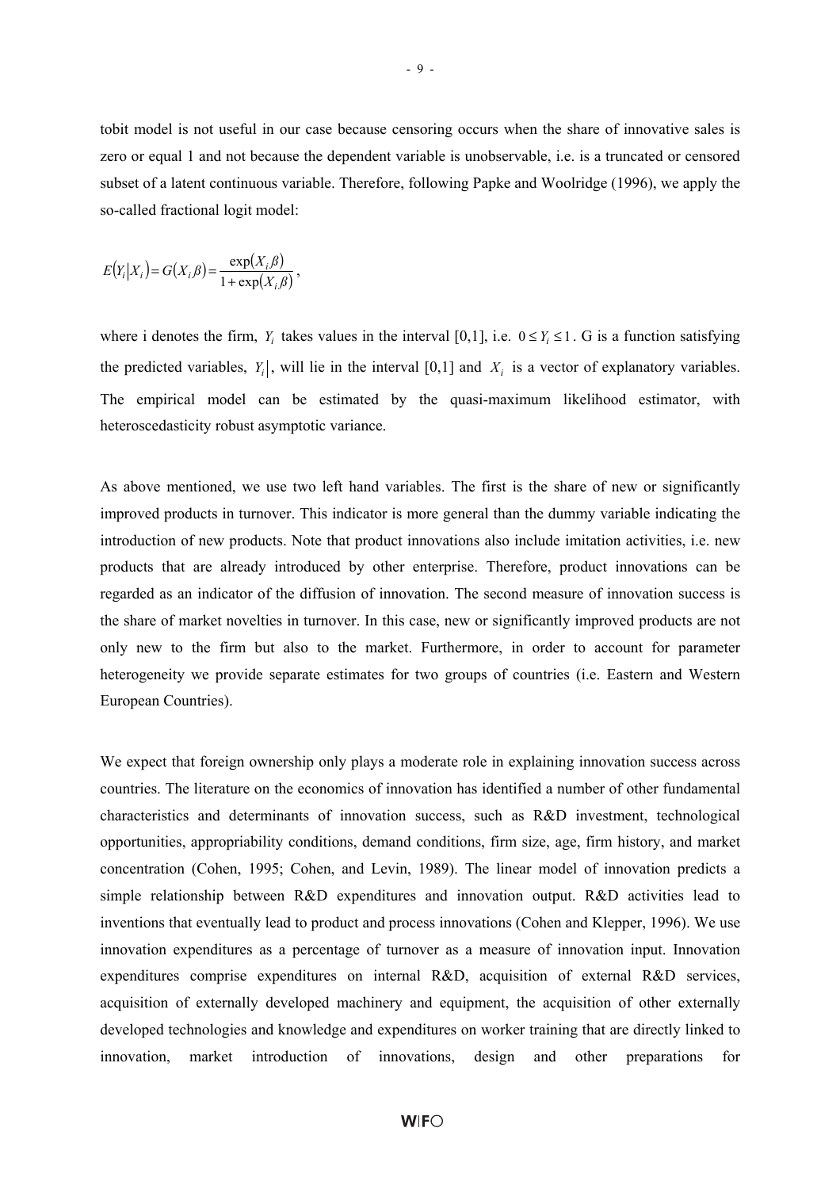tobit model is not useful in our case because censoring occurs when the share of innovative sales is zero or equal 1 and not because the dependent variable is unobservable, i.e. is a truncated or censored subset of a latent continuous variable. Therefore, following Papke and Woolridge (1996), we apply the so-called fractional logit model:

$$E\left(Y_i \middle| X_i\right) = G\left(X_i \beta\right) = \frac{\exp\left(X_i \beta\right)}{1+\exp\left(X_i \beta\right)},$$

where i denotes the firm, $Y_i$ takes values in the interval [0,1], i.e. $0 \leq Y_i \leq 1$. G is a function satisfying the predicted variables, $Y_i|$, will lie in the interval [0,1] and $X_i$ is a vector of explanatory variables. The empirical model can be estimated by the quasi-maximum likelihood estimator, with heteroscedasticity robust asymptotic variance.

As above mentioned, we use two left hand variables. The first is the share of new or significantly improved products in turnover. This indicator is more general than the dummy variable indicating the introduction of new products. Note that product innovations also include imitation activities, i.e. new products that are already introduced by other enterprise. Therefore, product innovations can be regarded as an indicator of the diffusion of innovation. The second measure of innovation success is the share of market novelties in turnover. In this case, new or significantly improved products are not only new to the firm but also to the market. Furthermore, in order to account for parameter heterogeneity we provide separate estimates for two groups of countries (i.e. Eastern and Western European Countries).

We expect that foreign ownership only plays a moderate role in explaining innovation success across countries. The literature on the economics of innovation has identified a number of other fundamental characteristics and determinants of innovation success, such as R&D investment, technological opportunities, appropriability conditions, demand conditions, firm size, age, firm history, and market concentration (Cohen, 1995; Cohen, and Levin, 1989). The linear model of innovation predicts a simple relationship between R&D expenditures and innovation output. R&D activities lead to inventions that eventually lead to product and process innovations (Cohen and Klepper, 1996). We use innovation expenditures as a percentage of turnover as a measure of innovation input. Innovation expenditures comprise expenditures on internal R&D, acquisition of external R&D services, acquisition of externally developed machinery and equipment, the acquisition of other externally developed technologies and knowledge and expenditures on worker training that are directly linked to innovation, market introduction of innovations, design and other preparations for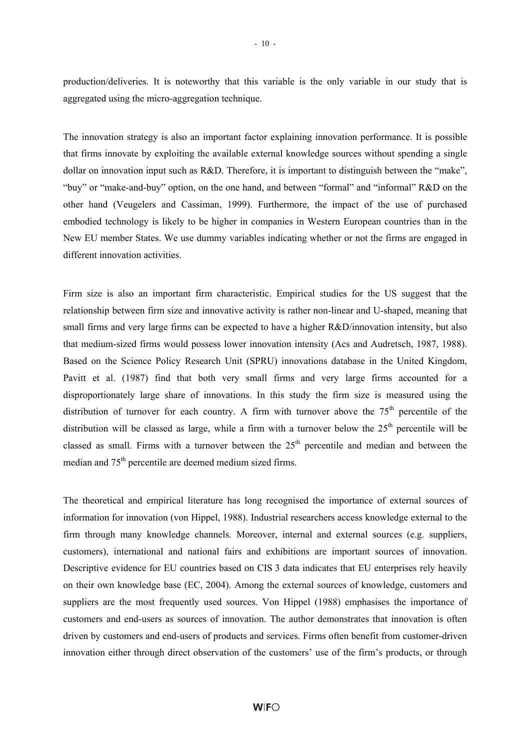production/deliveries. It is noteworthy that this variable is the only variable in our study that is aggregated using the micro-aggregation technique.

The innovation strategy is also an important factor explaining innovation performance. It is possible that firms innovate by exploiting the available external knowledge sources without spending a single dollar on innovation input such as R&D. Therefore, it is important to distinguish between the "make", "buy" or "make-and-buy" option, on the one hand, and between "formal" and "informal" R&D on the other hand (Veugelers and Cassiman, 1999). Furthermore, the impact of the use of purchased embodied technology is likely to be higher in companies in Western European countries than in the New EU member States. We use dummy variables indicating whether or not the firms are engaged in different innovation activities.

Firm size is also an important firm characteristic. Empirical studies for the US suggest that the relationship between firm size and innovative activity is rather non-linear and U-shaped, meaning that small firms and very large firms can be expected to have a higher R&D/innovation intensity, but also that medium-sized firms would possess lower innovation intensity (Acs and Audretsch, 1987, 1988). Based on the Science Policy Research Unit (SPRU) innovations database in the United Kingdom, Pavitt et al. (1987) find that both very small firms and very large firms accounted for a disproportionately large share of innovations. In this study the firm size is measured using the distribution of turnover for each country. A firm with turnover above the 75th percentile of the distribution will be classed as large, while a firm with a turnover below the 25th percentile will be classed as small. Firms with a turnover between the 25th percentile and median and between the median and 75th percentile are deemed medium sized firms.

The theoretical and empirical literature has long recognised the importance of external sources of information for innovation (von Hippel, 1988). Industrial researchers access knowledge external to the firm through many knowledge channels. Moreover, internal and external sources (e.g. suppliers, customers), international and national fairs and exhibitions are important sources of innovation. Descriptive evidence for EU countries based on CIS 3 data indicates that EU enterprises rely heavily on their own knowledge base (EC, 2004). Among the external sources of knowledge, customers and suppliers are the most frequently used sources. Von Hippel (1988) emphasises the importance of customers and end-users as sources of innovation. The author demonstrates that innovation is often driven by customers and end-users of products and services. Firms often benefit from customer-driven innovation either through direct observation of the customers' use of the firm's products, or through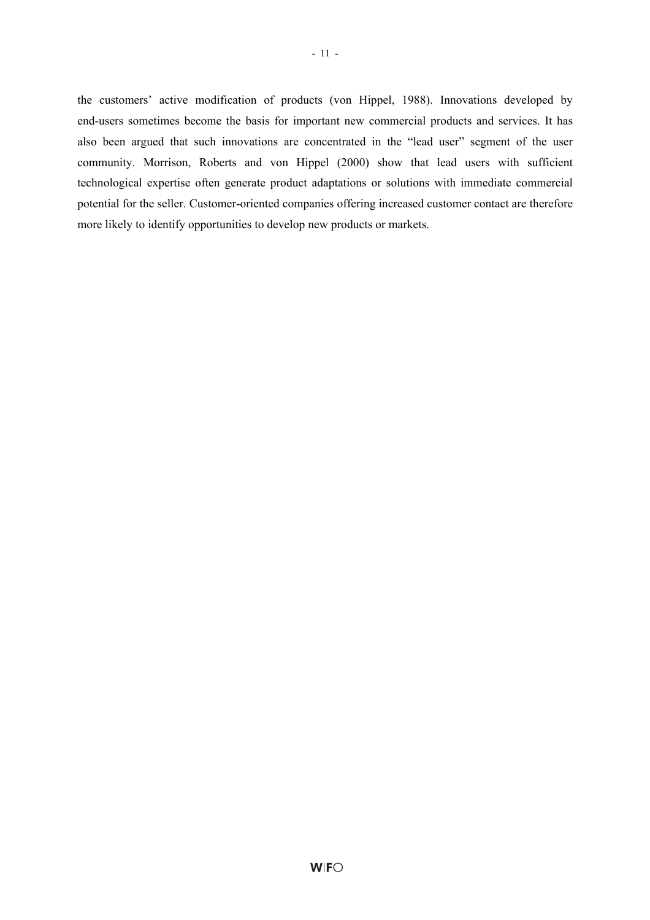the customers' active modification of products (von Hippel, 1988). Innovations developed by end-users sometimes become the basis for important new commercial products and services. It has also been argued that such innovations are concentrated in the "lead user" segment of the user community. Morrison, Roberts and von Hippel (2000) show that lead users with sufficient technological expertise often generate product adaptations or solutions with immediate commercial potential for the seller. Customer-oriented companies offering increased customer contact are therefore more likely to identify opportunities to develop new products or markets.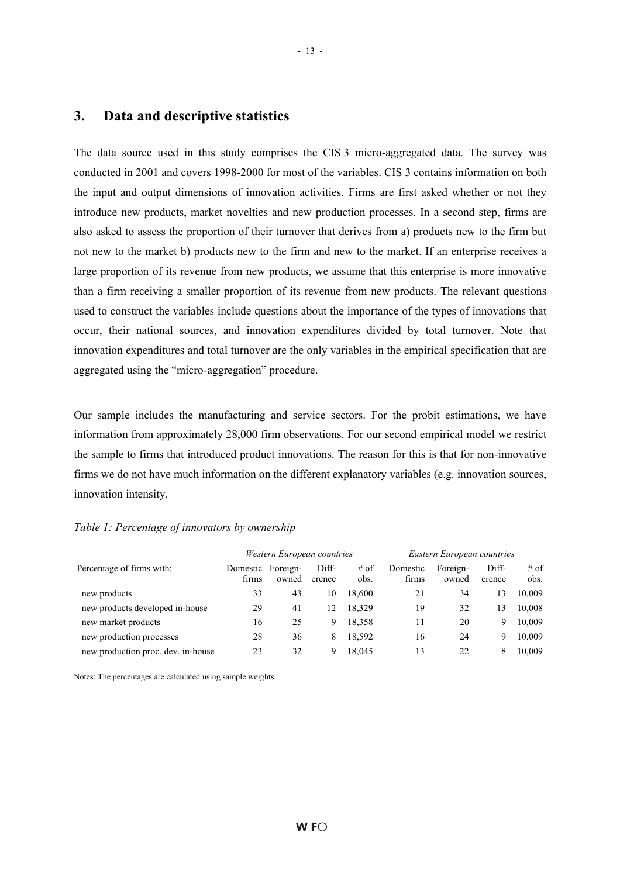## 3. Data and descriptive statistics

The data source used in this study comprises the CIS 3 micro-aggregated data. The survey was conducted in 2001 and covers 1998-2000 for most of the variables. CIS 3 contains information on both the input and output dimensions of innovation activities. Firms are first asked whether or not they introduce new products, market novelties and new production processes. In a second step, firms are also asked to assess the proportion of their turnover that derives from a) products new to the firm but not new to the market b) products new to the firm and new to the market. If an enterprise receives a large proportion of its revenue from new products, we assume that this enterprise is more innovative than a firm receiving a smaller proportion of its revenue from new products. The relevant questions used to construct the variables include questions about the importance of the types of innovations that occur, their national sources, and innovation expenditures divided by total turnover. Note that innovation expenditures and total turnover are the only variables in the empirical specification that are aggregated using the "micro-aggregation" procedure.

Our sample includes the manufacturing and service sectors. For the probit estimations, we have information from approximately 28,000 firm observations. For our second empirical model we restrict the sample to firms that introduced product innovations. The reason for this is that for non-innovative firms we do not have much information on the different explanatory variables (e.g. innovation sources, innovation intensity.

*Table 1: Percentage of innovators by ownership*

| | *Western European countries* | | | | *Eastern European countries* | | | |
|---|---|---|---|---|---|---|---|---|
| Percentage of firms with: | Domestic firms | Foreign-owned | Diff-erence | # of obs. | Domestic firms | Foreign-owned | Diff-erence | # of obs. |
| new products | 33 | 43 | 10 | 18,600 | 21 | 34 | 13 | 10,009 |
| new products developed in-house | 29 | 41 | 12 | 18,329 | 19 | 32 | 13 | 10,008 |
| new market products | 16 | 25 | 9 | 18,358 | 11 | 20 | 9 | 10,009 |
| new production processes | 28 | 36 | 8 | 18,592 | 16 | 24 | 9 | 10,009 |
| new production proc. dev. in-house | 23 | 32 | 9 | 18,045 | 13 | 22 | 8 | 10,009 |

Notes: The percentages are calculated using sample weights.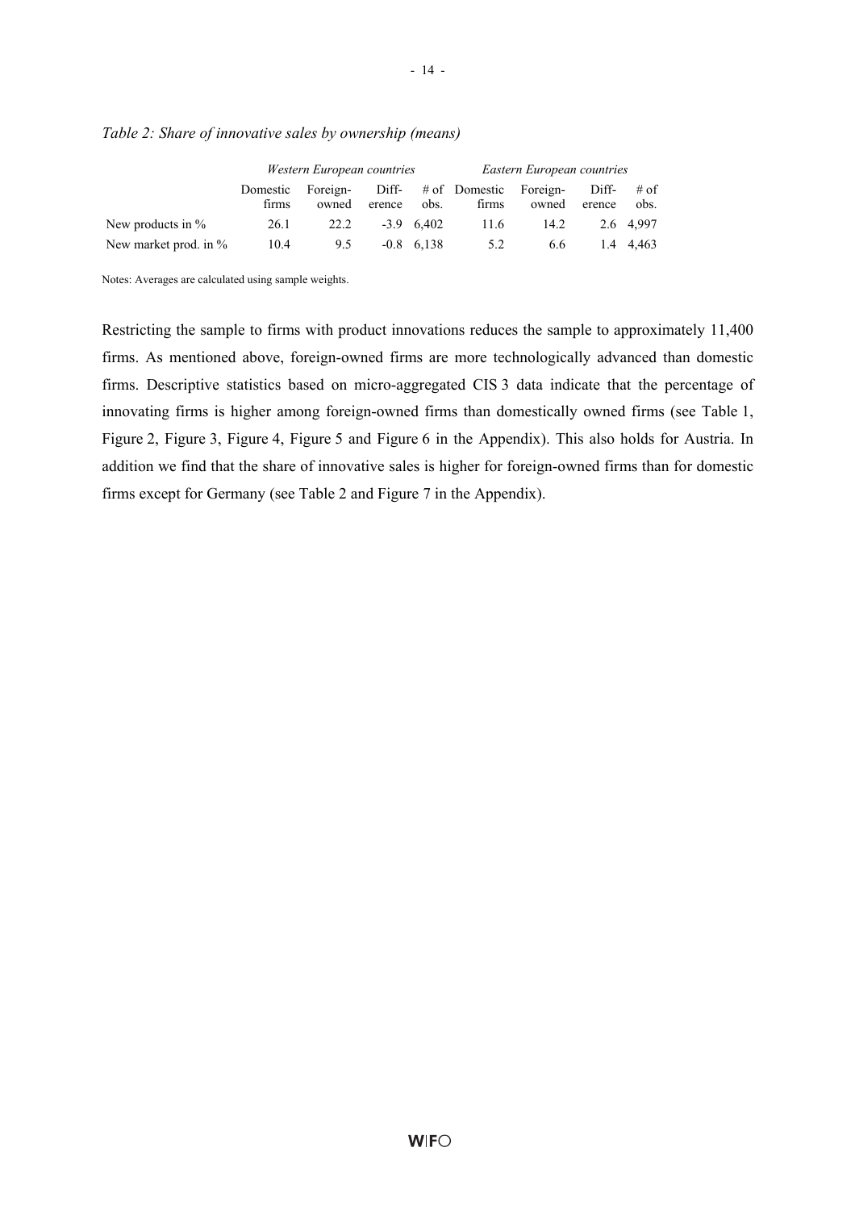*Table 2: Share of innovative sales by ownership (means)*

| | *Western European countries* | | | | *Eastern European countries* | | | |
|---|---|---|---|---|---|---|---|---|
| | Domestic firms | Foreign-owned | Diff-erence | # of obs. | Domestic firms | Foreign-owned | Diff-erence | # of obs. |
| New products in % | 26.1 | 22.2 | -3.9 | 6,402 | 11.6 | 14.2 | 2.6 | 4,997 |
| New market prod. in % | 10.4 | 9.5 | -0.8 | 6,138 | 5.2 | 6.6 | 1.4 | 4,463 |

Notes: Averages are calculated using sample weights.

Restricting the sample to firms with product innovations reduces the sample to approximately 11,400 firms. As mentioned above, foreign-owned firms are more technologically advanced than domestic firms. Descriptive statistics based on micro-aggregated CIS 3 data indicate that the percentage of innovating firms is higher among foreign-owned firms than domestically owned firms (see Table 1, Figure 2, Figure 3, Figure 4, Figure 5 and Figure 6 in the Appendix). This also holds for Austria. In addition we find that the share of innovative sales is higher for foreign-owned firms than for domestic firms except for Germany (see Table 2 and Figure 7 in the Appendix).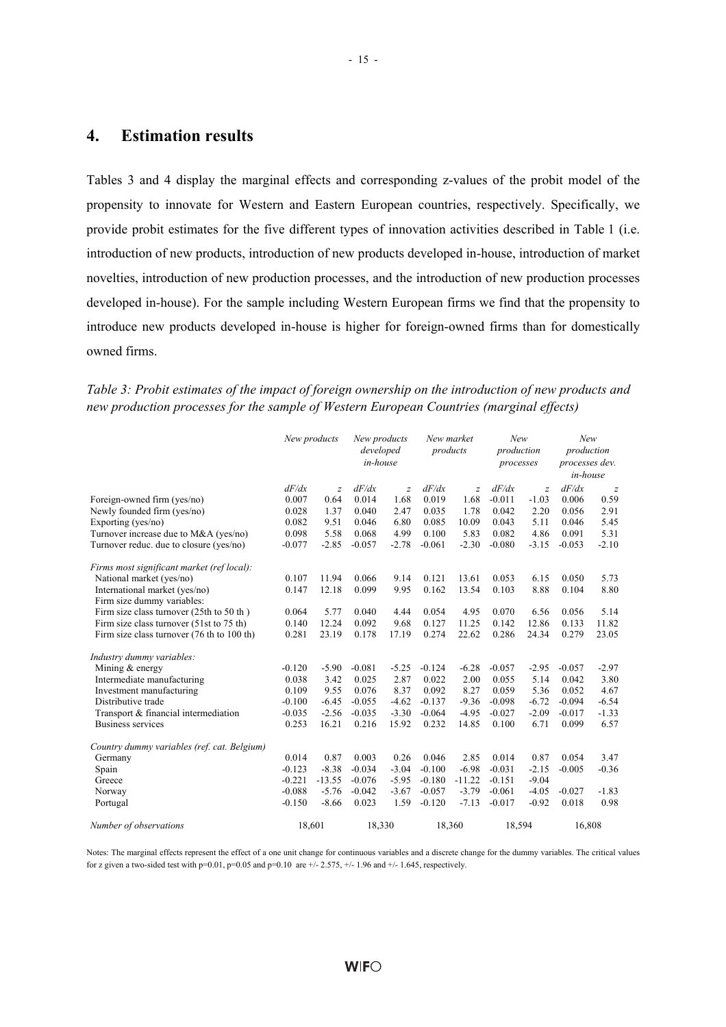## 4. Estimation results

Tables 3 and 4 display the marginal effects and corresponding z-values of the probit model of the propensity to innovate for Western and Eastern European countries, respectively. Specifically, we provide probit estimates for the five different types of innovation activities described in Table 1 (i.e. introduction of new products, introduction of new products developed in-house, introduction of market novelties, introduction of new production processes, and the introduction of new production processes developed in-house). For the sample including Western European firms we find that the propensity to introduce new products developed in-house is higher for foreign-owned firms than for domestically owned firms.

*Table 3: Probit estimates of the impact of foreign ownership on the introduction of new products and new production processes for the sample of Western European Countries (marginal effects)*

| | *New products* | | *New products developed in-house* | | *New market products* | | *New production processes* | | *New production processes dev. in-house* | |
|---|---|---|---|---|---|---|---|---|---|---|
| | *dF/dx* | *z* | *dF/dx* | *z* | *dF/dx* | *z* | *dF/dx* | *z* | *dF/dx* | *z* |
| Foreign-owned firm (yes/no) | 0.007 | 0.64 | 0.014 | 1.68 | 0.019 | 1.68 | -0.011 | -1.03 | 0.006 | 0.59 |
| Newly founded firm (yes/no) | 0.028 | 1.37 | 0.040 | 2.47 | 0.035 | 1.78 | 0.042 | 2.20 | 0.056 | 2.91 |
| Exporting (yes/no) | 0.082 | 9.51 | 0.046 | 6.80 | 0.085 | 10.09 | 0.043 | 5.11 | 0.046 | 5.45 |
| Turnover increase due to M&A (yes/no) | 0.098 | 5.58 | 0.068 | 4.99 | 0.100 | 5.83 | 0.082 | 4.86 | 0.091 | 5.31 |
| Turnover reduc. due to closure (yes/no) | -0.077 | -2.85 | -0.057 | -2.78 | -0.061 | -2.30 | -0.080 | -3.15 | -0.053 | -2.10 |
| *Firms most significant market (ref local):* | | | | | | | | | | |
| National market (yes/no) | 0.107 | 11.94 | 0.066 | 9.14 | 0.121 | 13.61 | 0.053 | 6.15 | 0.050 | 5.73 |
| International market (yes/no) | 0.147 | 12.18 | 0.099 | 9.95 | 0.162 | 13.54 | 0.103 | 8.88 | 0.104 | 8.80 |
| Firm size dummy variables: | | | | | | | | | | |
| Firm size class turnover (25th to 50 th ) | 0.064 | 5.77 | 0.040 | 4.44 | 0.054 | 4.95 | 0.070 | 6.56 | 0.056 | 5.14 |
| Firm size class turnover (51st to 75 th) | 0.140 | 12.24 | 0.092 | 9.68 | 0.127 | 11.25 | 0.142 | 12.86 | 0.133 | 11.82 |
| Firm size class turnover (76 th to 100 th) | 0.281 | 23.19 | 0.178 | 17.19 | 0.274 | 22.62 | 0.286 | 24.34 | 0.279 | 23.05 |
| *Industry dummy variables:* | | | | | | | | | | |
| Mining & energy | -0.120 | -5.90 | -0.081 | -5.25 | -0.124 | -6.28 | -0.057 | -2.95 | -0.057 | -2.97 |
| Intermediate manufacturing | 0.038 | 3.42 | 0.025 | 2.87 | 0.022 | 2.00 | 0.055 | 5.14 | 0.042 | 3.80 |
| Investment manufacturing | 0.109 | 9.55 | 0.076 | 8.37 | 0.092 | 8.27 | 0.059 | 5.36 | 0.052 | 4.67 |
| Distributive trade | -0.100 | -6.45 | -0.055 | -4.62 | -0.137 | -9.36 | -0.098 | -6.72 | -0.094 | -6.54 |
| Transport & financial intermediation | -0.035 | -2.56 | -0.035 | -3.30 | -0.064 | -4.95 | -0.027 | -2.09 | -0.017 | -1.33 |
| Business services | 0.253 | 16.21 | 0.216 | 15.92 | 0.232 | 14.85 | 0.100 | 6.71 | 0.099 | 6.57 |
| *Country dummy variables (ref. cat. Belgium)* | | | | | | | | | | |
| Germany | 0.014 | 0.87 | 0.003 | 0.26 | 0.046 | 2.85 | 0.014 | 0.87 | 0.054 | 3.47 |
| Spain | -0.123 | -8.38 | -0.034 | -3.04 | -0.100 | -6.98 | -0.031 | -2.15 | -0.005 | -0.36 |
| Greece | -0.221 | -13.55 | -0.076 | -5.95 | -0.180 | -11.22 | -0.151 | -9.04 | | |
| Norway | -0.088 | -5.76 | -0.042 | -3.67 | -0.057 | -3.79 | -0.061 | -4.05 | -0.027 | -1.83 |
| Portugal | -0.150 | -8.66 | 0.023 | 1.59 | -0.120 | -7.13 | -0.017 | -0.92 | 0.018 | 0.98 |
| *Number of observations* | 18,601 | | 18,330 | | 18,360 | | 18,594 | | 16,808 | |

Notes: The marginal effects represent the effect of a one unit change for continuous variables and a discrete change for the dummy variables. The critical values for z given a two-sided test with p=0.01, p=0.05 and p=0.10 are +/- 2.575, +/- 1.96 and +/- 1.645, respectively.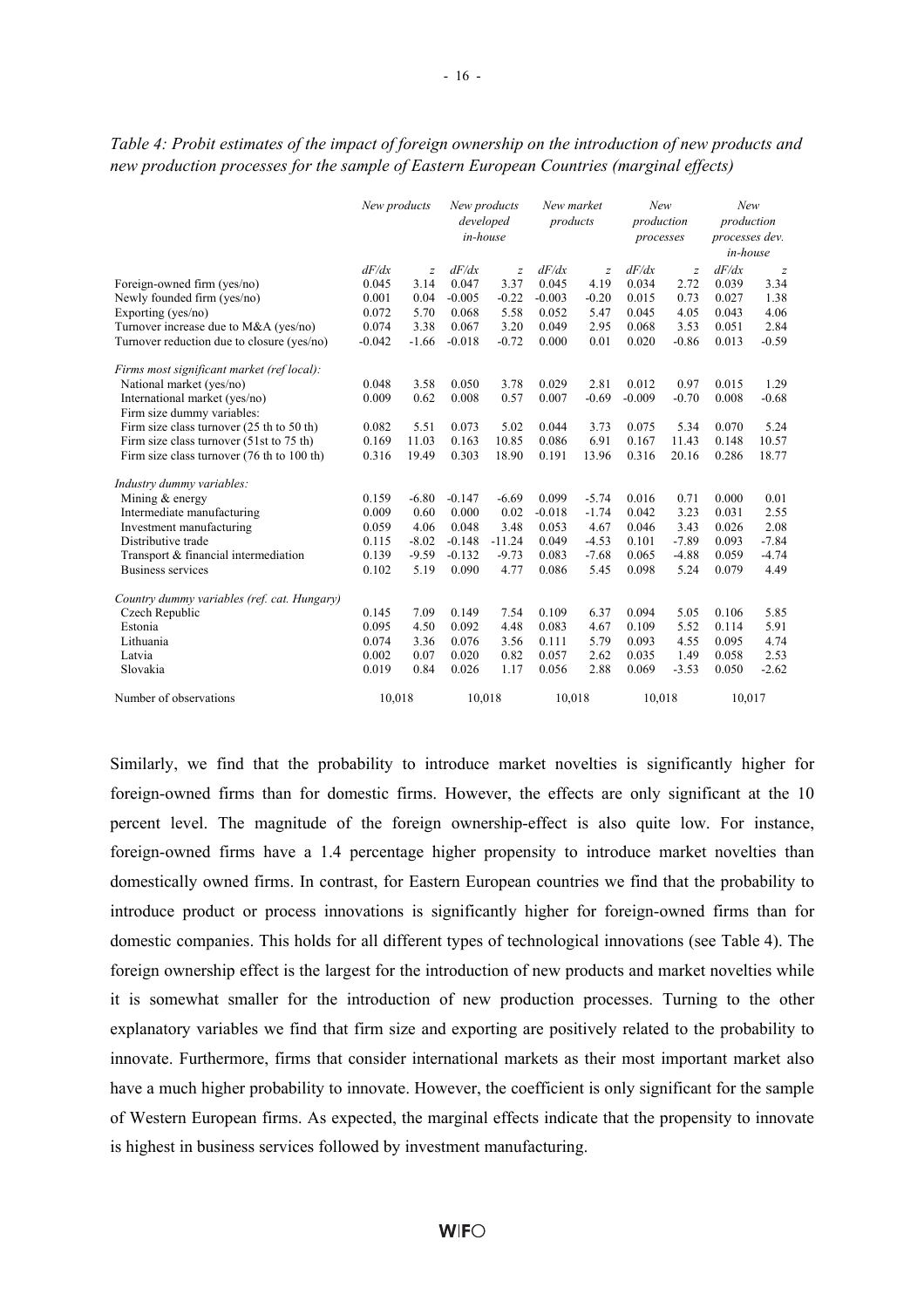*Table 4: Probit estimates of the impact of foreign ownership on the introduction of new products and new production processes for the sample of Eastern European Countries (marginal effects)*

| | *New products* | | *New products developed in-house* | | *New market products* | | *New production processes* | | *New production processes dev. in-house* | |
|---|---|---|---|---|---|---|---|---|---|---|
| | *dF/dx* | *z* | *dF/dx* | *z* | *dF/dx* | *z* | *dF/dx* | *z* | *dF/dx* | *z* |
| Foreign-owned firm (yes/no) | 0.045 | 3.14 | 0.047 | 3.37 | 0.045 | 4.19 | 0.034 | 2.72 | 0.039 | 3.34 |
| Newly founded firm (yes/no) | 0.001 | 0.04 | -0.005 | -0.22 | -0.003 | -0.20 | 0.015 | 0.73 | 0.027 | 1.38 |
| Exporting (yes/no) | 0.072 | 5.70 | 0.068 | 5.58 | 0.052 | 5.47 | 0.045 | 4.05 | 0.043 | 4.06 |
| Turnover increase due to M&A (yes/no) | 0.074 | 3.38 | 0.067 | 3.20 | 0.049 | 2.95 | 0.068 | 3.53 | 0.051 | 2.84 |
| Turnover reduction due to closure (yes/no) | -0.042 | -1.66 | -0.018 | -0.72 | 0.000 | 0.01 | 0.020 | -0.86 | 0.013 | -0.59 |
| *Firms most significant market (ref local):* | | | | | | | | | | |
| National market (yes/no) | 0.048 | 3.58 | 0.050 | 3.78 | 0.029 | 2.81 | 0.012 | 0.97 | 0.015 | 1.29 |
| International market (yes/no) | 0.009 | 0.62 | 0.008 | 0.57 | 0.007 | -0.69 | -0.009 | -0.70 | 0.008 | -0.68 |
| Firm size dummy variables: | | | | | | | | | | |
| Firm size class turnover (25 th to 50 th) | 0.082 | 5.51 | 0.073 | 5.02 | 0.044 | 3.73 | 0.075 | 5.34 | 0.070 | 5.24 |
| Firm size class turnover (51st to 75 th) | 0.169 | 11.03 | 0.163 | 10.85 | 0.086 | 6.91 | 0.167 | 11.43 | 0.148 | 10.57 |
| Firm size class turnover (76 th to 100 th) | 0.316 | 19.49 | 0.303 | 18.90 | 0.191 | 13.96 | 0.316 | 20.16 | 0.286 | 18.77 |
| *Industry dummy variables:* | | | | | | | | | | |
| Mining & energy | 0.159 | -6.80 | -0.147 | -6.69 | 0.099 | -5.74 | 0.016 | 0.71 | 0.000 | 0.01 |
| Intermediate manufacturing | 0.009 | 0.60 | 0.000 | 0.02 | -0.018 | -1.74 | 0.042 | 3.23 | 0.031 | 2.55 |
| Investment manufacturing | 0.059 | 4.06 | 0.048 | 3.48 | 0.053 | 4.67 | 0.046 | 3.43 | 0.026 | 2.08 |
| Distributive trade | 0.115 | -8.02 | -0.148 | -11.24 | 0.049 | -4.53 | 0.101 | -7.89 | 0.093 | -7.84 |
| Transport & financial intermediation | 0.139 | -9.59 | -0.132 | -9.73 | 0.083 | -7.68 | 0.065 | -4.88 | 0.059 | -4.74 |
| Business services | 0.102 | 5.19 | 0.090 | 4.77 | 0.086 | 5.45 | 0.098 | 5.24 | 0.079 | 4.49 |
| *Country dummy variables (ref. cat. Hungary)* | | | | | | | | | | |
| Czech Republic | 0.145 | 7.09 | 0.149 | 7.54 | 0.109 | 6.37 | 0.094 | 5.05 | 0.106 | 5.85 |
| Estonia | 0.095 | 4.50 | 0.092 | 4.48 | 0.083 | 4.67 | 0.109 | 5.52 | 0.114 | 5.91 |
| Lithuania | 0.074 | 3.36 | 0.076 | 3.56 | 0.111 | 5.79 | 0.093 | 4.55 | 0.095 | 4.74 |
| Latvia | 0.002 | 0.07 | 0.020 | 0.82 | 0.057 | 2.62 | 0.035 | 1.49 | 0.058 | 2.53 |
| Slovakia | 0.019 | 0.84 | 0.026 | 1.17 | 0.056 | 2.88 | 0.069 | -3.53 | 0.050 | -2.62 |
| Number of observations | 10,018 | | 10,018 | | 10,018 | | 10,018 | | 10,017 | |

Similarly, we find that the probability to introduce market novelties is significantly higher for foreign-owned firms than for domestic firms. However, the effects are only significant at the 10 percent level. The magnitude of the foreign ownership-effect is also quite low. For instance, foreign-owned firms have a 1.4 percentage higher propensity to introduce market novelties than domestically owned firms. In contrast, for Eastern European countries we find that the probability to introduce product or process innovations is significantly higher for foreign-owned firms than for domestic companies. This holds for all different types of technological innovations (see Table 4). The foreign ownership effect is the largest for the introduction of new products and market novelties while it is somewhat smaller for the introduction of new production processes. Turning to the other explanatory variables we find that firm size and exporting are positively related to the probability to innovate. Furthermore, firms that consider international markets as their most important market also have a much higher probability to innovate. However, the coefficient is only significant for the sample of Western European firms. As expected, the marginal effects indicate that the propensity to innovate is highest in business services followed by investment manufacturing.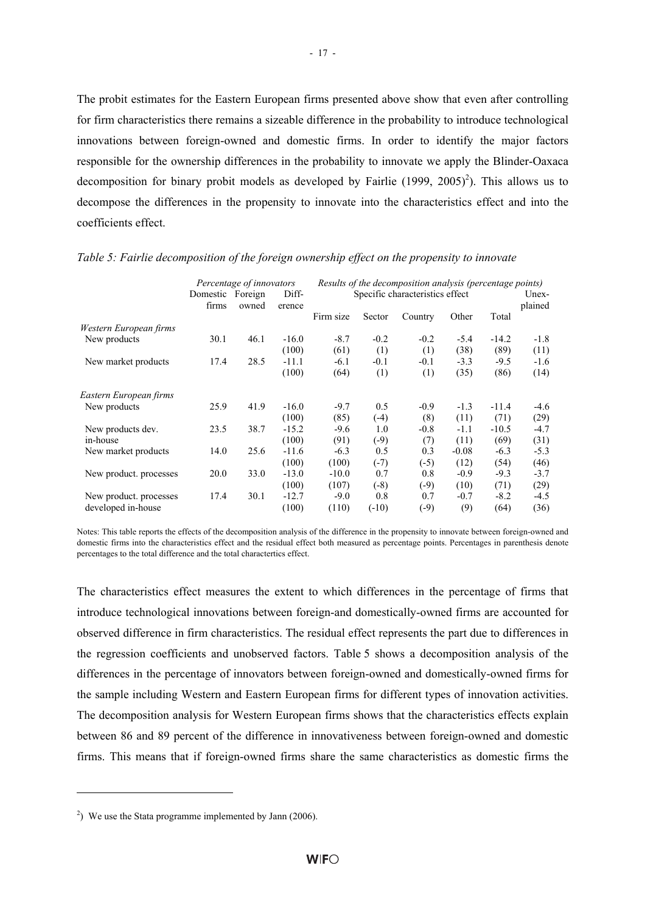The probit estimates for the Eastern European firms presented above show that even after controlling for firm characteristics there remains a sizeable difference in the probability to introduce technological innovations between foreign-owned and domestic firms. In order to identify the major factors responsible for the ownership differences in the probability to innovate we apply the Blinder-Oaxaca decomposition for binary probit models as developed by Fairlie (1999, 2005)[2]). This allows us to decompose the differences in the propensity to innovate into the characteristics effect and into the coefficients effect.

*Table 5: Fairlie decomposition of the foreign ownership effect on the propensity to innovate*

| | *Percentage of innovators* | | | *Results of the decomposition analysis (percentage points)* | | | | | |
|---|---|---|---|---|---|---|---|---|---|
| | Domestic firms | Foreign owned | Difference | Specific characteristics effect | | | | | Unexplained |
| | | | | Firm size | Sector | Country | Other | Total | |
| *Western European firms* | | | | | | | | | |
| New products | 30.1 | 46.1 | -16.0 | -8.7 | -0.2 | -0.2 | -5.4 | -14.2 | -1.8 |
| | | | (100) | (61) | (1) | (1) | (38) | (89) | (11) |
| New market products | 17.4 | 28.5 | -11.1 | -6.1 | -0.1 | -0.1 | -3.3 | -9.5 | -1.6 |
| | | | (100) | (64) | (1) | (1) | (35) | (86) | (14) |
| *Eastern European firms* | | | | | | | | | |
| New products | 25.9 | 41.9 | -16.0 | -9.7 | 0.5 | -0.9 | -1.3 | -11.4 | -4.6 |
| | | | (100) | (85) | (-4) | (8) | (11) | (71) | (29) |
| New products dev. in-house | 23.5 | 38.7 | -15.2 | -9.6 | 1.0 | -0.8 | -1.1 | -10.5 | -4.7 |
| | | | (100) | (91) | (-9) | (7) | (11) | (69) | (31) |
| New market products | 14.0 | 25.6 | -11.6 | -6.3 | 0.5 | 0.3 | -0.08 | -6.3 | -5.3 |
| | | | (100) | (100) | (-7) | (-5) | (12) | (54) | (46) |
| New product. processes | 20.0 | 33.0 | -13.0 | -10.0 | 0.7 | 0.8 | -0.9 | -9.3 | -3.7 |
| | | | (100) | (107) | (-8) | (-9) | (10) | (71) | (29) |
| New product. processes developed in-house | 17.4 | 30.1 | -12.7 | -9.0 | 0.8 | 0.7 | -0.7 | -8.2 | -4.5 |
| | | | (100) | (110) | (-10) | (-9) | (9) | (64) | (36) |

Notes: This table reports the effects of the decomposition analysis of the difference in the propensity to innovate between foreign-owned and domestic firms into the characteristics effect and the residual effect both measured as percentage points. Percentages in parenthesis denote percentages to the total difference and the total charactertics effect.

The characteristics effect measures the extent to which differences in the percentage of firms that introduce technological innovations between foreign-and domestically-owned firms are accounted for observed difference in firm characteristics. The residual effect represents the part due to differences in the regression coefficients and unobserved factors. Table 5 shows a decomposition analysis of the differences in the percentage of innovators between foreign-owned and domestically-owned firms for the sample including Western and Eastern European firms for different types of innovation activities. The decomposition analysis for Western European firms shows that the characteristics effects explain between 86 and 89 percent of the difference in innovativeness between foreign-owned and domestic firms. This means that if foreign-owned firms share the same characteristics as domestic firms the

[2]) We use the Stata programme implemented by Jann (2006).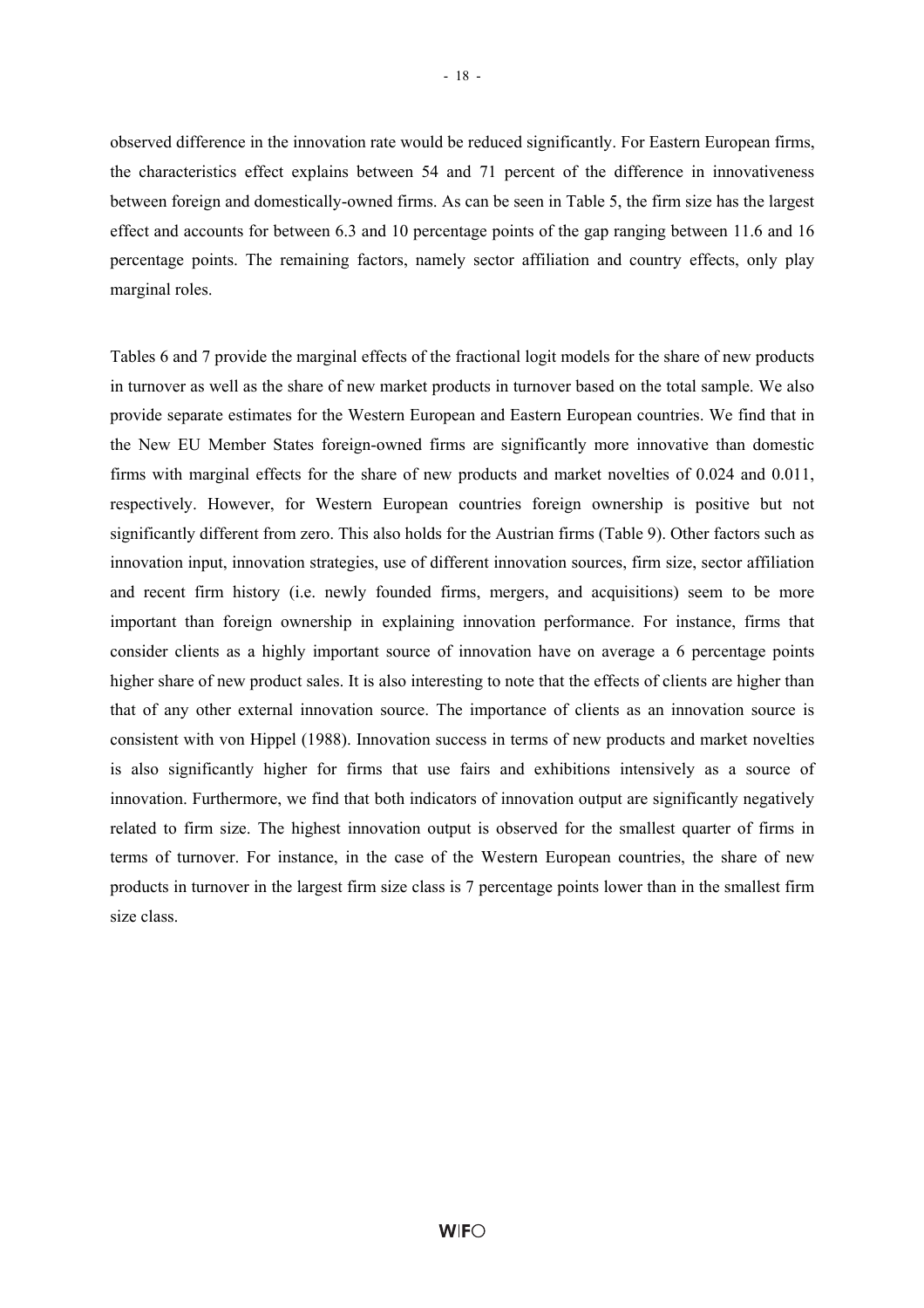observed difference in the innovation rate would be reduced significantly. For Eastern European firms, the characteristics effect explains between 54 and 71 percent of the difference in innovativeness between foreign and domestically-owned firms. As can be seen in Table 5, the firm size has the largest effect and accounts for between 6.3 and 10 percentage points of the gap ranging between 11.6 and 16 percentage points. The remaining factors, namely sector affiliation and country effects, only play marginal roles.

Tables 6 and 7 provide the marginal effects of the fractional logit models for the share of new products in turnover as well as the share of new market products in turnover based on the total sample. We also provide separate estimates for the Western European and Eastern European countries. We find that in the New EU Member States foreign-owned firms are significantly more innovative than domestic firms with marginal effects for the share of new products and market novelties of 0.024 and 0.011, respectively. However, for Western European countries foreign ownership is positive but not significantly different from zero. This also holds for the Austrian firms (Table 9). Other factors such as innovation input, innovation strategies, use of different innovation sources, firm size, sector affiliation and recent firm history (i.e. newly founded firms, mergers, and acquisitions) seem to be more important than foreign ownership in explaining innovation performance. For instance, firms that consider clients as a highly important source of innovation have on average a 6 percentage points higher share of new product sales. It is also interesting to note that the effects of clients are higher than that of any other external innovation source. The importance of clients as an innovation source is consistent with von Hippel (1988). Innovation success in terms of new products and market novelties is also significantly higher for firms that use fairs and exhibitions intensively as a source of innovation. Furthermore, we find that both indicators of innovation output are significantly negatively related to firm size. The highest innovation output is observed for the smallest quarter of firms in terms of turnover. For instance, in the case of the Western European countries, the share of new products in turnover in the largest firm size class is 7 percentage points lower than in the smallest firm size class.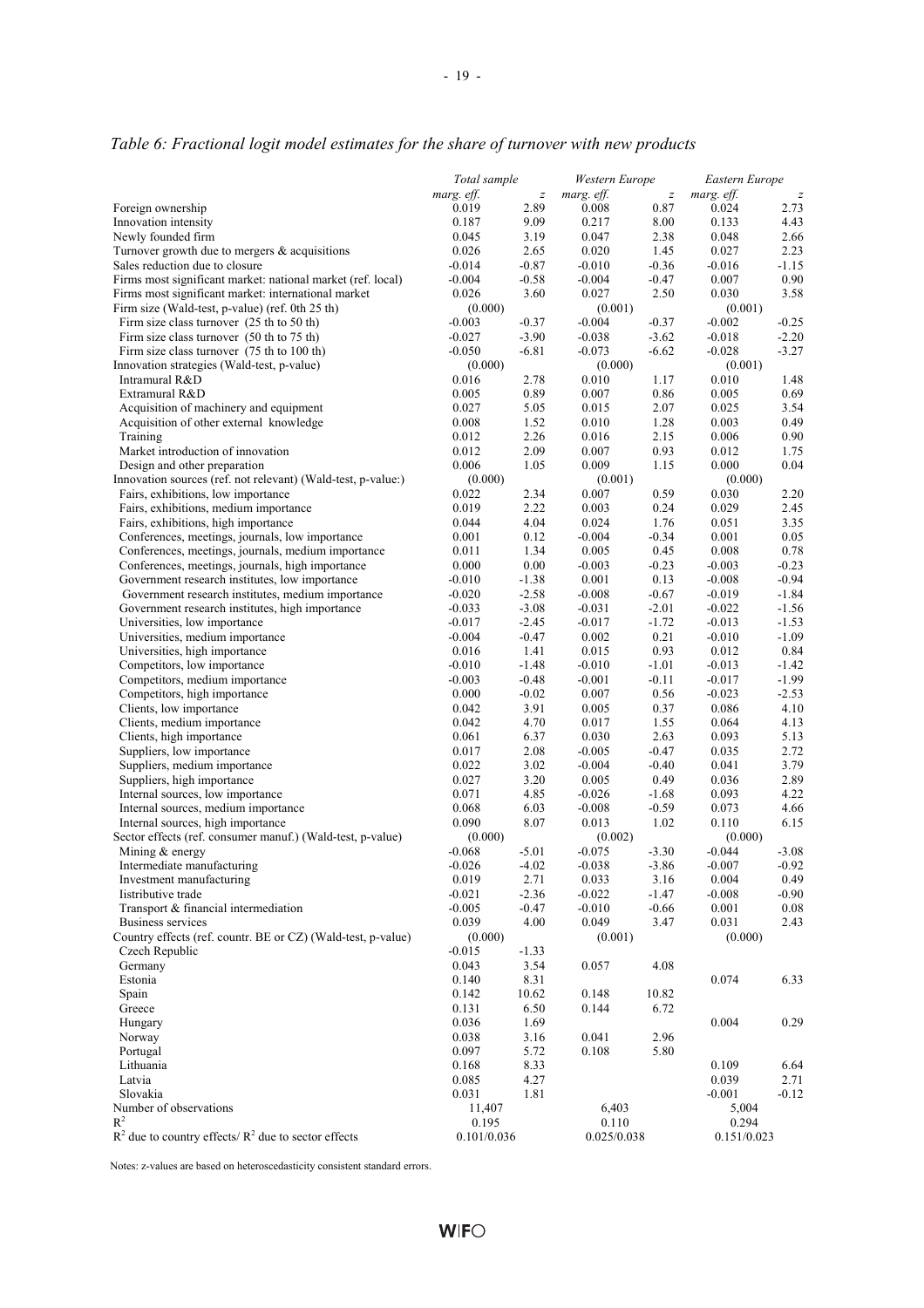*Table 6: Fractional logit model estimates for the share of turnover with new products*

| | *Total sample* | | *Western Europe* | | *Eastern Europe* | |
|---|---|---|---|---|---|---|
| | *marg. eff.* | *z* | *marg. eff.* | *z* | *marg. eff.* | *z* |
| Foreign ownership | 0.019 | 2.89 | 0.008 | 0.87 | 0.024 | 2.73 |
| Innovation intensity | 0.187 | 9.09 | 0.217 | 8.00 | 0.133 | 4.43 |
| Newly founded firm | 0.045 | 3.19 | 0.047 | 2.38 | 0.048 | 2.66 |
| Turnover growth due to mergers & acquisitions | 0.026 | 2.65 | 0.020 | 1.45 | 0.027 | 2.23 |
| Sales reduction due to closure | -0.014 | -0.87 | -0.010 | -0.36 | -0.016 | -1.15 |
| Firms most significant market: national market (ref. local) | -0.004 | -0.58 | -0.004 | -0.47 | 0.007 | 0.90 |
| Firms most significant market: international market | 0.026 | 3.60 | 0.027 | 2.50 | 0.030 | 3.58 |
| Firm size (Wald-test, p-value) (ref. 0th 25 th) | (0.000) | | (0.001) | | (0.001) | |
| Firm size class turnover (25 th to 50 th) | -0.003 | -0.37 | -0.004 | -0.37 | -0.002 | -0.25 |
| Firm size class turnover (50 th to 75 th) | -0.027 | -3.90 | -0.038 | -3.62 | -0.018 | -2.20 |
| Firm size class turnover (75 th to 100 th) | -0.050 | -6.81 | -0.073 | -6.62 | -0.028 | -3.27 |
| Innovation strategies (Wald-test, p-value) | (0.000) | | (0.000) | | (0.001) | |
| Intramural R&D | 0.016 | 2.78 | 0.010 | 1.17 | 0.010 | 1.48 |
| Extramural R&D | 0.005 | 0.89 | 0.007 | 0.86 | 0.005 | 0.69 |
| Acquisition of machinery and equipment | 0.027 | 5.05 | 0.015 | 2.07 | 0.025 | 3.54 |
| Acquisition of other external knowledge | 0.008 | 1.52 | 0.010 | 1.28 | 0.003 | 0.49 |
| Training | 0.012 | 2.26 | 0.016 | 2.15 | 0.006 | 0.90 |
| Market introduction of innovation | 0.012 | 2.09 | 0.007 | 0.93 | 0.012 | 1.75 |
| Design and other preparation | 0.006 | 1.05 | 0.009 | 1.15 | 0.000 | 0.04 |
| Innovation sources (ref. not relevant) (Wald-test, p-value:) | (0.000) | | (0.001) | | (0.000) | |
| Fairs, exhibitions, low importance | 0.022 | 2.34 | 0.007 | 0.59 | 0.030 | 2.20 |
| Fairs, exhibitions, medium importance | 0.019 | 2.22 | 0.003 | 0.24 | 0.029 | 2.45 |
| Fairs, exhibitions, high importance | 0.044 | 4.04 | 0.024 | 1.76 | 0.051 | 3.35 |
| Conferences, meetings, journals, low importance | 0.001 | 0.12 | -0.004 | -0.34 | 0.001 | 0.05 |
| Conferences, meetings, journals, medium importance | 0.011 | 1.34 | 0.005 | 0.45 | 0.008 | 0.78 |
| Conferences, meetings, journals, high importance | 0.000 | 0.00 | -0.003 | -0.23 | -0.003 | -0.23 |
| Government research institutes, low importance | -0.010 | -1.38 | 0.001 | 0.13 | -0.008 | -0.94 |
| Government research institutes, medium importance | -0.020 | -2.58 | -0.008 | -0.67 | -0.019 | -1.84 |
| Government research institutes, high importance | -0.033 | -3.08 | -0.031 | -2.01 | -0.022 | -1.56 |
| Universities, low importance | -0.017 | -2.45 | -0.017 | -1.72 | -0.013 | -1.53 |
| Universities, medium importance | -0.004 | -0.47 | 0.002 | 0.21 | -0.010 | -1.09 |
| Universities, high importance | 0.016 | 1.41 | 0.015 | 0.93 | 0.012 | 0.84 |
| Competitors, low importance | -0.010 | -1.48 | -0.010 | -1.01 | -0.013 | -1.42 |
| Competitors, medium importance | -0.003 | -0.48 | -0.001 | -0.11 | -0.017 | -1.99 |
| Competitors, high importance | 0.000 | -0.02 | 0.007 | 0.56 | -0.023 | -2.53 |
| Clients, low importance | 0.042 | 3.91 | 0.005 | 0.37 | 0.086 | 4.10 |
| Clients, medium importance | 0.042 | 4.70 | 0.017 | 1.55 | 0.064 | 4.13 |
| Clients, high importance | 0.061 | 6.37 | 0.030 | 2.63 | 0.093 | 5.13 |
| Suppliers, low importance | 0.017 | 2.08 | -0.005 | -0.47 | 0.035 | 2.72 |
| Suppliers, medium importance | 0.022 | 3.02 | -0.004 | -0.40 | 0.041 | 3.79 |
| Suppliers, high importance | 0.027 | 3.20 | 0.005 | 0.49 | 0.036 | 2.89 |
| Internal sources, low importance | 0.071 | 4.85 | -0.026 | -1.68 | 0.093 | 4.22 |
| Internal sources, medium importance | 0.068 | 6.03 | -0.008 | -0.59 | 0.073 | 4.66 |
| Internal sources, high importance | 0.090 | 8.07 | 0.013 | 1.02 | 0.110 | 6.15 |
| Sector effects (ref. consumer manuf.) (Wald-test, p-value) | (0.000) | | (0.002) | | (0.000) | |
| Mining & energy | -0.068 | -5.01 | -0.075 | -3.30 | -0.044 | -3.08 |
| Intermediate manufacturing | -0.026 | -4.02 | -0.038 | -3.86 | -0.007 | -0.92 |
| Investment manufacturing | 0.019 | 2.71 | 0.033 | 3.16 | 0.004 | 0.49 |
| Iistributive trade | -0.021 | -2.36 | -0.022 | -1.47 | -0.008 | -0.90 |
| Transport & financial intermediation | -0.005 | -0.47 | -0.010 | -0.66 | 0.001 | 0.08 |
| Business services | 0.039 | 4.00 | 0.049 | 3.47 | 0.031 | 2.43 |
| Country effects (ref. countr. BE or CZ) (Wald-test, p-value) | (0.000) | | (0.001) | | (0.000) | |
| Czech Republic | -0.015 | -1.33 | | | | |
| Germany | 0.043 | 3.54 | 0.057 | 4.08 | | |
| Estonia | 0.140 | 8.31 | | | 0.074 | 6.33 |
| Spain | 0.142 | 10.62 | 0.148 | 10.82 | | |
| Greece | 0.131 | 6.50 | 0.144 | 6.72 | | |
| Hungary | 0.036 | 1.69 | | | 0.004 | 0.29 |
| Norway | 0.038 | 3.16 | 0.041 | 2.96 | | |
| Portugal | 0.097 | 5.72 | 0.108 | 5.80 | | |
| Lithuania | 0.168 | 8.33 | | | 0.109 | 6.64 |
| Latvia | 0.085 | 4.27 | | | 0.039 | 2.71 |
| Slovakia | 0.031 | 1.81 | | | -0.001 | -0.12 |
| Number of observations | 11,407 | | 6,403 | | 5,004 | |
| $R^2$ | 0.195 | | 0.110 | | 0.294 | |
| $R^2$ due to country effects/ $R^2$ due to sector effects | 0.101/0.036 | | 0.025/0.038 | | 0.151/0.023 | |

Notes: z-values are based on heteroscedasticity consistent standard errors.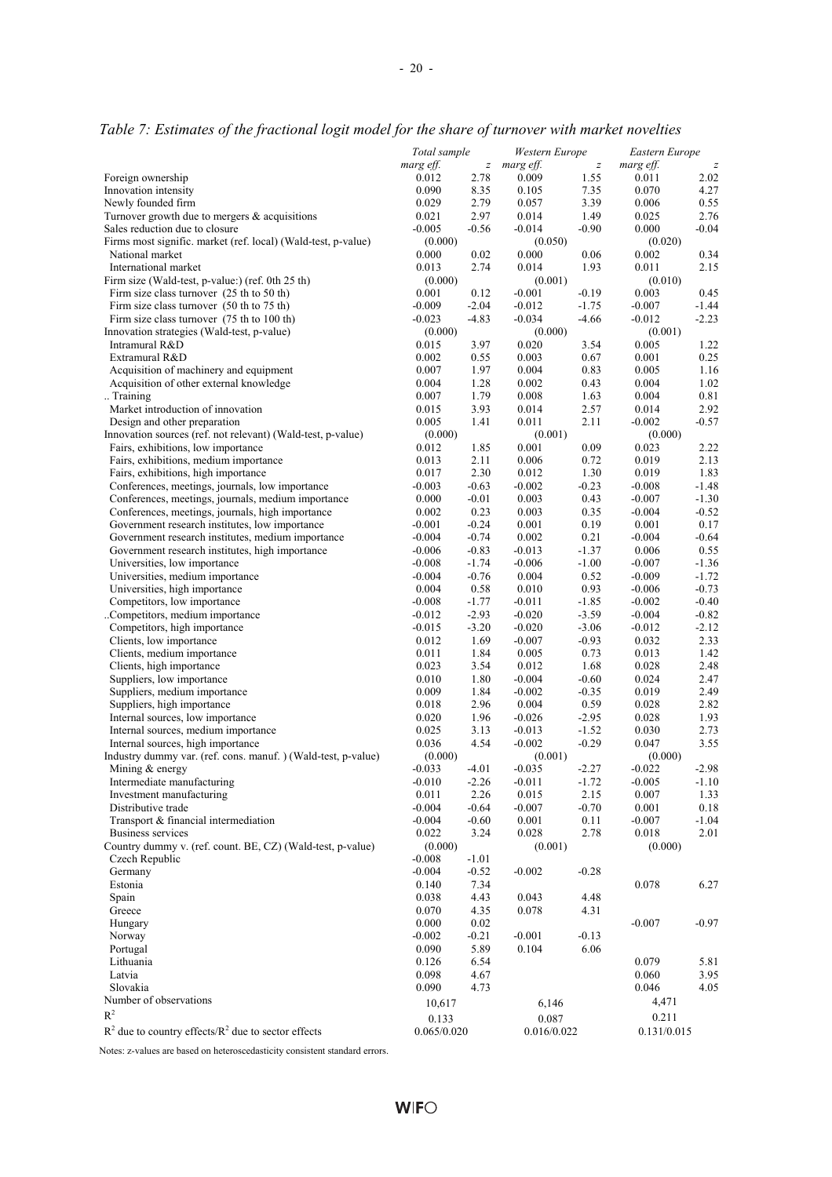*Table 7: Estimates of the fractional logit model for the share of turnover with market novelties*

| | Total sample | | Western Europe | | Eastern Europe | |
|---|---|---|---|---|---|---|
| | *marg eff.* | *z* | *marg eff.* | *z* | *marg eff.* | *z* |
| Foreign ownership | 0.012 | 2.78 | 0.009 | 1.55 | 0.011 | 2.02 |
| Innovation intensity | 0.090 | 8.35 | 0.105 | 7.35 | 0.070 | 4.27 |
| Newly founded firm | 0.029 | 2.79 | 0.057 | 3.39 | 0.006 | 0.55 |
| Turnover growth due to mergers & acquisitions | 0.021 | 2.97 | 0.014 | 1.49 | 0.025 | 2.76 |
| Sales reduction due to closure | -0.005 | -0.56 | -0.014 | -0.90 | 0.000 | -0.04 |
| Firms most signific. market (ref. local) (Wald-test, p-value) | (0.000) | | (0.050) | | (0.020) | |
| National market | 0.000 | 0.02 | 0.000 | 0.06 | 0.002 | 0.34 |
| International market | 0.013 | 2.74 | 0.014 | 1.93 | 0.011 | 2.15 |
| Firm size (Wald-test, p-value:) (ref. 0th 25 th) | (0.000) | | (0.001) | | (0.010) | |
| Firm size class turnover (25 th to 50 th) | 0.001 | 0.12 | -0.001 | -0.19 | 0.003 | 0.45 |
| Firm size class turnover (50 th to 75 th) | -0.009 | -2.04 | -0.012 | -1.75 | -0.007 | -1.44 |
| Firm size class turnover (75 th to 100 th) | -0.023 | -4.83 | -0.034 | -4.66 | -0.012 | -2.23 |
| Innovation strategies (Wald-test, p-value) | (0.000) | | (0.000) | | (0.001) | |
| Intramural R&D | 0.015 | 3.97 | 0.020 | 3.54 | 0.005 | 1.22 |
| Extramural R&D | 0.002 | 0.55 | 0.003 | 0.67 | 0.001 | 0.25 |
| Acquisition of machinery and equipment | 0.007 | 1.97 | 0.004 | 0.83 | 0.005 | 1.16 |
| Acquisition of other external knowledge | 0.004 | 1.28 | 0.002 | 0.43 | 0.004 | 1.02 |
| .. Training | 0.007 | 1.79 | 0.008 | 1.63 | 0.004 | 0.81 |
| Market introduction of innovation | 0.015 | 3.93 | 0.014 | 2.57 | 0.014 | 2.92 |
| Design and other preparation | 0.005 | 1.41 | 0.011 | 2.11 | -0.002 | -0.57 |
| Innovation sources (ref. not relevant) (Wald-test, p-value) | (0.000) | | (0.001) | | (0.000) | |
| Fairs, exhibitions, low importance | 0.012 | 1.85 | 0.001 | 0.09 | 0.023 | 2.22 |
| Fairs, exhibitions, medium importance | 0.013 | 2.11 | 0.006 | 0.72 | 0.019 | 2.13 |
| Fairs, exhibitions, high importance | 0.017 | 2.30 | 0.012 | 1.30 | 0.019 | 1.83 |
| Conferences, meetings, journals, low importance | -0.003 | -0.63 | -0.002 | -0.23 | -0.008 | -1.48 |
| Conferences, meetings, journals, medium importance | 0.000 | -0.01 | 0.003 | 0.43 | -0.007 | -1.30 |
| Conferences, meetings, journals, high importance | 0.002 | 0.23 | 0.003 | 0.35 | -0.004 | -0.52 |
| Government research institutes, low importance | -0.001 | -0.24 | 0.001 | 0.19 | 0.001 | 0.17 |
| Government research institutes, medium importance | -0.004 | -0.74 | 0.002 | 0.21 | -0.004 | -0.64 |
| Government research institutes, high importance | -0.006 | -0.83 | -0.013 | -1.37 | 0.006 | 0.55 |
| Universities, low importance | -0.008 | -1.74 | -0.006 | -1.00 | -0.007 | -1.36 |
| Universities, medium importance | -0.004 | -0.76 | 0.004 | 0.52 | -0.009 | -1.72 |
| Universities, high importance | 0.004 | 0.58 | 0.010 | 0.93 | -0.006 | -0.73 |
| Competitors, low importance | -0.008 | -1.77 | -0.011 | -1.85 | -0.002 | -0.40 |
| ..Competitors, medium importance | -0.012 | -2.93 | -0.020 | -3.59 | -0.004 | -0.82 |
| Competitors, high importance | -0.015 | -3.20 | -0.020 | -3.06 | -0.012 | -2.12 |
| Clients, low importance | 0.012 | 1.69 | -0.007 | -0.93 | 0.032 | 2.33 |
| Clients, medium importance | 0.011 | 1.84 | 0.005 | 0.73 | 0.013 | 1.42 |
| Clients, high importance | 0.023 | 3.54 | 0.012 | 1.68 | 0.028 | 2.48 |
| Suppliers, low importance | 0.010 | 1.80 | -0.004 | -0.60 | 0.024 | 2.47 |
| Suppliers, medium importance | 0.009 | 1.84 | -0.002 | -0.35 | 0.019 | 2.49 |
| Suppliers, high importance | 0.018 | 2.96 | 0.004 | 0.59 | 0.028 | 2.82 |
| Internal sources, low importance | 0.020 | 1.96 | -0.026 | -2.95 | 0.028 | 1.93 |
| Internal sources, medium importance | 0.025 | 3.13 | -0.013 | -1.52 | 0.030 | 2.73 |
| Internal sources, high importance | 0.036 | 4.54 | -0.002 | -0.29 | 0.047 | 3.55 |
| Industry dummy var. (ref. cons. manuf. ) (Wald-test, p-value) | (0.000) | | (0.001) | | (0.000) | |
| Mining & energy | -0.033 | -4.01 | -0.035 | -2.27 | -0.022 | -2.98 |
| Intermediate manufacturing | -0.010 | -2.26 | -0.011 | -1.72 | -0.005 | -1.10 |
| Investment manufacturing | 0.011 | 2.26 | 0.015 | 2.15 | 0.007 | 1.33 |
| Distributive trade | -0.004 | -0.64 | -0.007 | -0.70 | 0.001 | 0.18 |
| Transport & financial intermediation | -0.004 | -0.60 | 0.001 | 0.11 | -0.007 | -1.04 |
| Business services | 0.022 | 3.24 | 0.028 | 2.78 | 0.018 | 2.01 |
| Country dummy v. (ref. count. BE, CZ) (Wald-test, p-value) | (0.000) | | (0.001) | | (0.000) | |
| Czech Republic | -0.008 | -1.01 | | | | |
| Germany | -0.004 | -0.52 | -0.002 | -0.28 | | |
| Estonia | 0.140 | 7.34 | | | 0.078 | 6.27 |
| Spain | 0.038 | 4.43 | 0.043 | 4.48 | | |
| Greece | 0.070 | 4.35 | 0.078 | 4.31 | | |
| Hungary | 0.000 | 0.02 | | | -0.007 | -0.97 |
| Norway | -0.002 | -0.21 | -0.001 | -0.13 | | |
| Portugal | 0.090 | 5.89 | 0.104 | 6.06 | | |
| Lithuania | 0.126 | 6.54 | | | 0.079 | 5.81 |
| Latvia | 0.098 | 4.67 | | | 0.060 | 3.95 |
| Slovakia | 0.090 | 4.73 | | | 0.046 | 4.05 |
| Number of observations | 10,617 | | 6,146 | | 4,471 | |
| $R^2$ | 0.133 | | 0.087 | | 0.211 | |
| $R^2$ due to country effects/$R^2$ due to sector effects | 0.065/0.020 | | 0.016/0.022 | | 0.131/0.015 | |

Notes: z-values are based on heteroscedasticity consistent standard errors.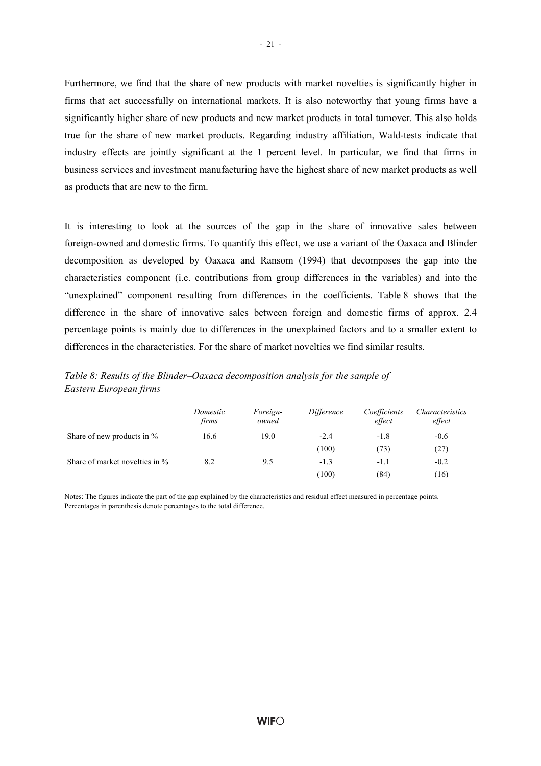Furthermore, we find that the share of new products with market novelties is significantly higher in firms that act successfully on international markets. It is also noteworthy that young firms have a significantly higher share of new products and new market products in total turnover. This also holds true for the share of new market products. Regarding industry affiliation, Wald-tests indicate that industry effects are jointly significant at the 1 percent level. In particular, we find that firms in business services and investment manufacturing have the highest share of new market products as well as products that are new to the firm.

It is interesting to look at the sources of the gap in the share of innovative sales between foreign-owned and domestic firms. To quantify this effect, we use a variant of the Oaxaca and Blinder decomposition as developed by Oaxaca and Ransom (1994) that decomposes the gap into the characteristics component (i.e. contributions from group differences in the variables) and into the "unexplained" component resulting from differences in the coefficients. Table 8 shows that the difference in the share of innovative sales between foreign and domestic firms of approx. 2.4 percentage points is mainly due to differences in the unexplained factors and to a smaller extent to differences in the characteristics. For the share of market novelties we find similar results.

*Table 8: Results of the Blinder–Oaxaca decomposition analysis for the sample of Eastern European firms*

| | *Domestic firms* | *Foreign-owned* | *Difference* | *Coefficients effect* | *Characteristics effect* |
|---|---|---|---|---|---|
| Share of new products in % | 16.6 | 19.0 | -2.4 | -1.8 | -0.6 |
| | | | (100) | (73) | (27) |
| Share of market novelties in % | 8.2 | 9.5 | -1.3 | -1.1 | -0.2 |
| | | | (100) | (84) | (16) |

Notes: The figures indicate the part of the gap explained by the characteristics and residual effect measured in percentage points. Percentages in parenthesis denote percentages to the total difference.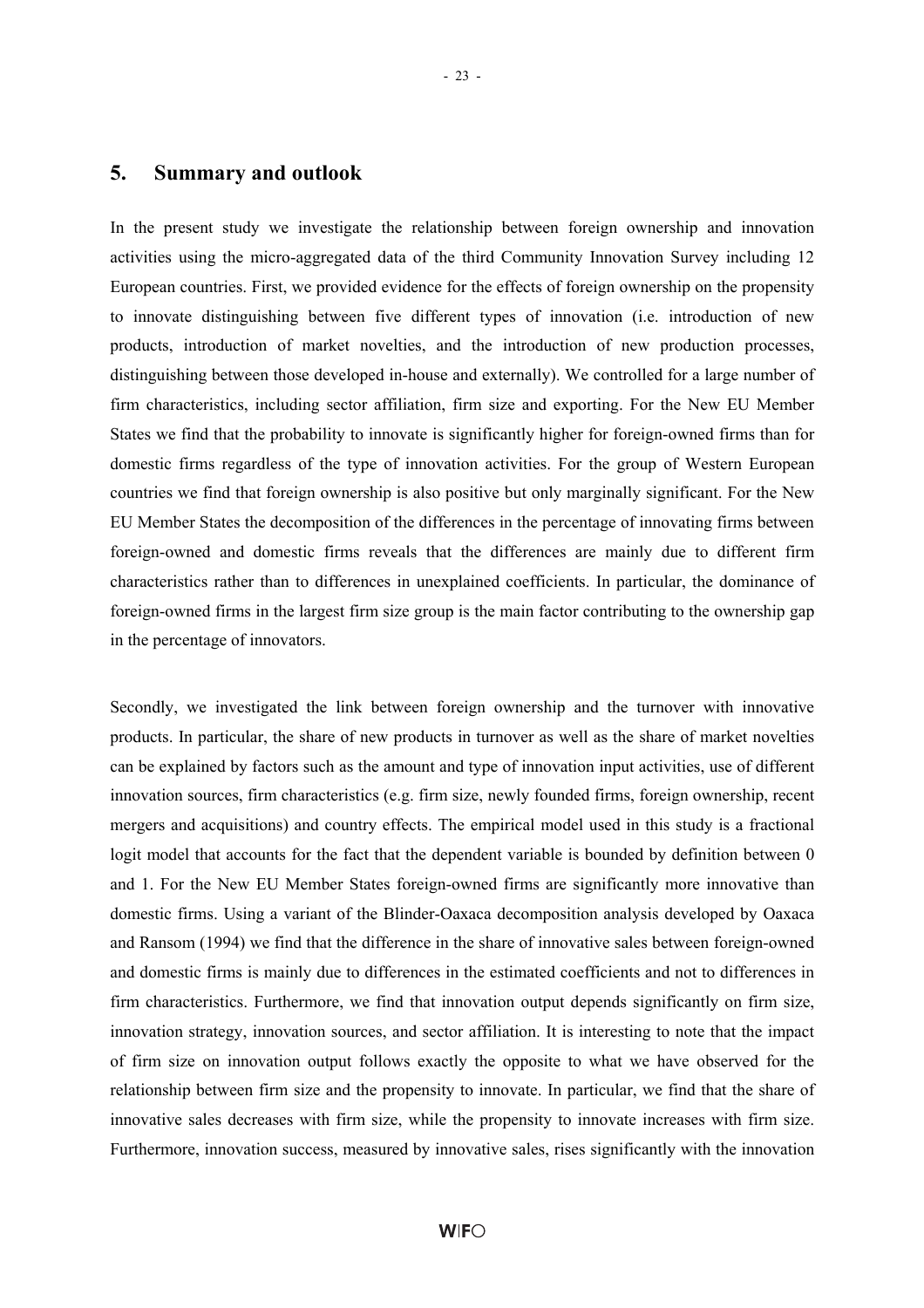## 5. Summary and outlook

In the present study we investigate the relationship between foreign ownership and innovation activities using the micro-aggregated data of the third Community Innovation Survey including 12 European countries. First, we provided evidence for the effects of foreign ownership on the propensity to innovate distinguishing between five different types of innovation (i.e. introduction of new products, introduction of market novelties, and the introduction of new production processes, distinguishing between those developed in-house and externally). We controlled for a large number of firm characteristics, including sector affiliation, firm size and exporting. For the New EU Member States we find that the probability to innovate is significantly higher for foreign-owned firms than for domestic firms regardless of the type of innovation activities. For the group of Western European countries we find that foreign ownership is also positive but only marginally significant. For the New EU Member States the decomposition of the differences in the percentage of innovating firms between foreign-owned and domestic firms reveals that the differences are mainly due to different firm characteristics rather than to differences in unexplained coefficients. In particular, the dominance of foreign-owned firms in the largest firm size group is the main factor contributing to the ownership gap in the percentage of innovators.

Secondly, we investigated the link between foreign ownership and the turnover with innovative products. In particular, the share of new products in turnover as well as the share of market novelties can be explained by factors such as the amount and type of innovation input activities, use of different innovation sources, firm characteristics (e.g. firm size, newly founded firms, foreign ownership, recent mergers and acquisitions) and country effects. The empirical model used in this study is a fractional logit model that accounts for the fact that the dependent variable is bounded by definition between 0 and 1. For the New EU Member States foreign-owned firms are significantly more innovative than domestic firms. Using a variant of the Blinder-Oaxaca decomposition analysis developed by Oaxaca and Ransom (1994) we find that the difference in the share of innovative sales between foreign-owned and domestic firms is mainly due to differences in the estimated coefficients and not to differences in firm characteristics. Furthermore, we find that innovation output depends significantly on firm size, innovation strategy, innovation sources, and sector affiliation. It is interesting to note that the impact of firm size on innovation output follows exactly the opposite to what we have observed for the relationship between firm size and the propensity to innovate. In particular, we find that the share of innovative sales decreases with firm size, while the propensity to innovate increases with firm size. Furthermore, innovation success, measured by innovative sales, rises significantly with the innovation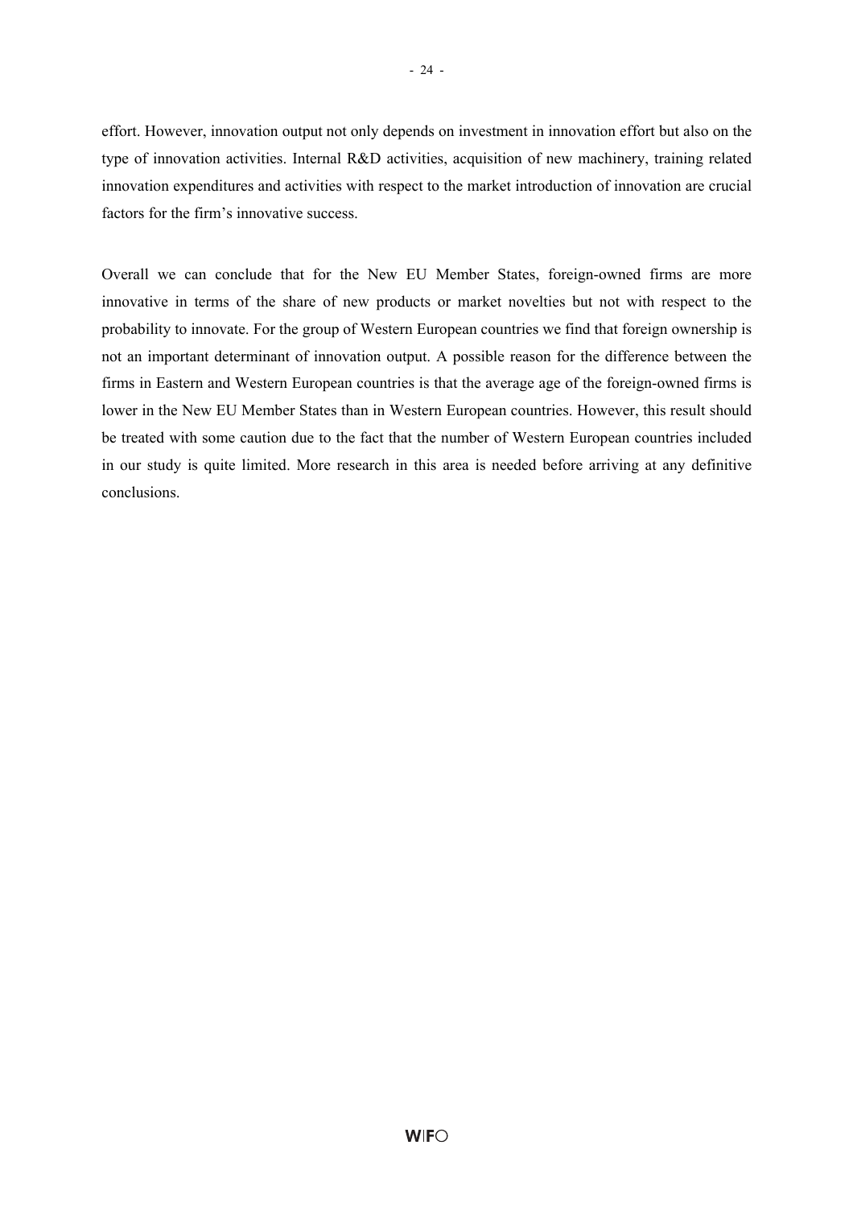effort. However, innovation output not only depends on investment in innovation effort but also on the type of innovation activities. Internal R&D activities, acquisition of new machinery, training related innovation expenditures and activities with respect to the market introduction of innovation are crucial factors for the firm's innovative success.

Overall we can conclude that for the New EU Member States, foreign-owned firms are more innovative in terms of the share of new products or market novelties but not with respect to the probability to innovate. For the group of Western European countries we find that foreign ownership is not an important determinant of innovation output. A possible reason for the difference between the firms in Eastern and Western European countries is that the average age of the foreign-owned firms is lower in the New EU Member States than in Western European countries. However, this result should be treated with some caution due to the fact that the number of Western European countries included in our study is quite limited. More research in this area is needed before arriving at any definitive conclusions.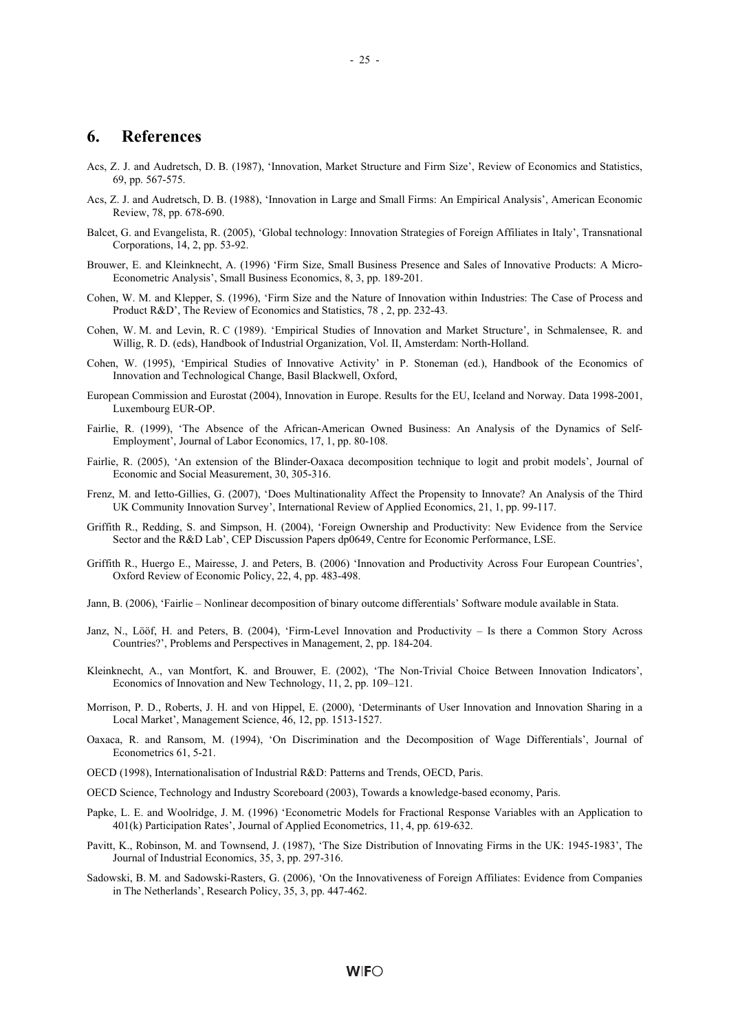## 6. References

Acs, Z. J. and Audretsch, D. B. (1987), 'Innovation, Market Structure and Firm Size', Review of Economics and Statistics, 69, pp. 567-575.

Acs, Z. J. and Audretsch, D. B. (1988), 'Innovation in Large and Small Firms: An Empirical Analysis', American Economic Review, 78, pp. 678-690.

Balcet, G. and Evangelista, R. (2005), 'Global technology: Innovation Strategies of Foreign Affiliates in Italy', Transnational Corporations, 14, 2, pp. 53-92.

Brouwer, E. and Kleinknecht, A. (1996) 'Firm Size, Small Business Presence and Sales of Innovative Products: A Micro-Econometric Analysis', Small Business Economics, 8, 3, pp. 189-201.

Cohen, W. M. and Klepper, S. (1996), 'Firm Size and the Nature of Innovation within Industries: The Case of Process and Product R&D', The Review of Economics and Statistics, 78 , 2, pp. 232-43.

Cohen, W. M. and Levin, R. C (1989). 'Empirical Studies of Innovation and Market Structure', in Schmalensee, R. and Willig, R. D. (eds), Handbook of Industrial Organization, Vol. II, Amsterdam: North-Holland.

Cohen, W. (1995), 'Empirical Studies of Innovative Activity' in P. Stoneman (ed.), Handbook of the Economics of Innovation and Technological Change, Basil Blackwell, Oxford,

European Commission and Eurostat (2004), Innovation in Europe. Results for the EU, Iceland and Norway. Data 1998-2001, Luxembourg EUR-OP.

Fairlie, R. (1999), 'The Absence of the African-American Owned Business: An Analysis of the Dynamics of Self-Employment', Journal of Labor Economics, 17, 1, pp. 80-108.

Fairlie, R. (2005), 'An extension of the Blinder-Oaxaca decomposition technique to logit and probit models', Journal of Economic and Social Measurement, 30, 305-316.

Frenz, M. and Ietto-Gillies, G. (2007), 'Does Multinationality Affect the Propensity to Innovate? An Analysis of the Third UK Community Innovation Survey', International Review of Applied Economics, 21, 1, pp. 99-117.

Griffith R., Redding, S. and Simpson, H. (2004), 'Foreign Ownership and Productivity: New Evidence from the Service Sector and the R&D Lab', CEP Discussion Papers dp0649, Centre for Economic Performance, LSE.

Griffith R., Huergo E., Mairesse, J. and Peters, B. (2006) 'Innovation and Productivity Across Four European Countries', Oxford Review of Economic Policy, 22, 4, pp. 483-498.

Jann, B. (2006), 'Fairlie – Nonlinear decomposition of binary outcome differentials' Software module available in Stata.

Janz, N., Lööf, H. and Peters, B. (2004), 'Firm-Level Innovation and Productivity – Is there a Common Story Across Countries?', Problems and Perspectives in Management, 2, pp. 184-204.

Kleinknecht, A., van Montfort, K. and Brouwer, E. (2002), 'The Non-Trivial Choice Between Innovation Indicators', Economics of Innovation and New Technology, 11, 2, pp. 109–121.

Morrison, P. D., Roberts, J. H. and von Hippel, E. (2000), 'Determinants of User Innovation and Innovation Sharing in a Local Market', Management Science, 46, 12, pp. 1513-1527.

Oaxaca, R. and Ransom, M. (1994), 'On Discrimination and the Decomposition of Wage Differentials', Journal of Econometrics 61, 5-21.

OECD (1998), Internationalisation of Industrial R&D: Patterns and Trends, OECD, Paris.

OECD Science, Technology and Industry Scoreboard (2003), Towards a knowledge-based economy, Paris.

Papke, L. E. and Woolridge, J. M. (1996) 'Econometric Models for Fractional Response Variables with an Application to 401(k) Participation Rates', Journal of Applied Econometrics, 11, 4, pp. 619-632.

Pavitt, K., Robinson, M. and Townsend, J. (1987), 'The Size Distribution of Innovating Firms in the UK: 1945-1983', The Journal of Industrial Economics, 35, 3, pp. 297-316.

Sadowski, B. M. and Sadowski-Rasters, G. (2006), 'On the Innovativeness of Foreign Affiliates: Evidence from Companies in The Netherlands', Research Policy, 35, 3, pp. 447-462.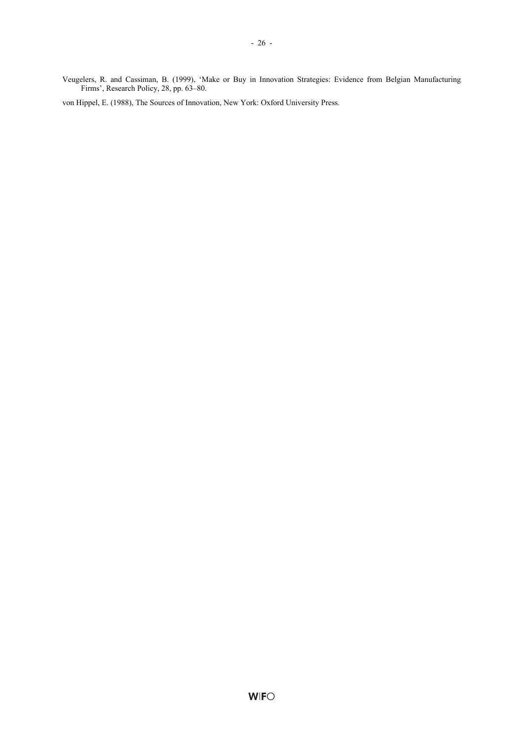Veugelers, R. and Cassiman, B. (1999), 'Make or Buy in Innovation Strategies: Evidence from Belgian Manufacturing Firms', Research Policy, 28, pp. 63–80.

von Hippel, E. (1988), The Sources of Innovation, New York: Oxford University Press.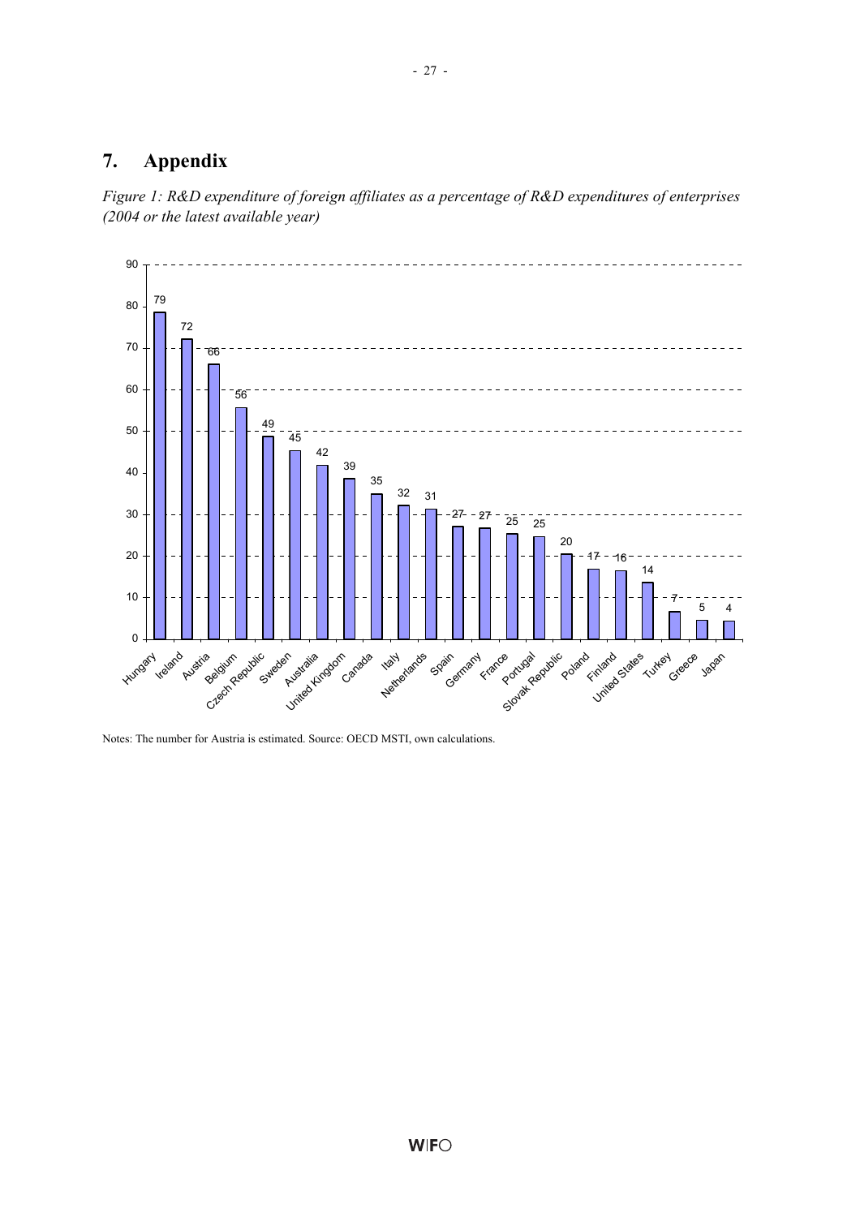# 7. Appendix

*Figure 1: R&D expenditure of foreign affiliates as a percentage of R&D expenditures of enterprises (2004 or the latest available year)*

| Country | % |
|---|---|
| Hungary | 79 |
| Ireland | 72 |
| Austria | 66 |
| Belgium | 56 |
| Czech Republic | 49 |
| Sweden | 45 |
| Australia | 42 |
| United Kingdom | 39 |
| Canada | 35 |
| Italy | 32 |
| Netherlands | 31 |
| Spain | 27 |
| Germany | 27 |
| France | 25 |
| Portugal | 25 |
| Slovak Republic | 20 |
| Poland | 17 |
| Finland | 16 |
| United States | 14 |
| Turkey | 7 |
| Greece | 5 |
| Japan | 4 |

Notes: The number for Austria is estimated. Source: OECD MSTI, own calculations.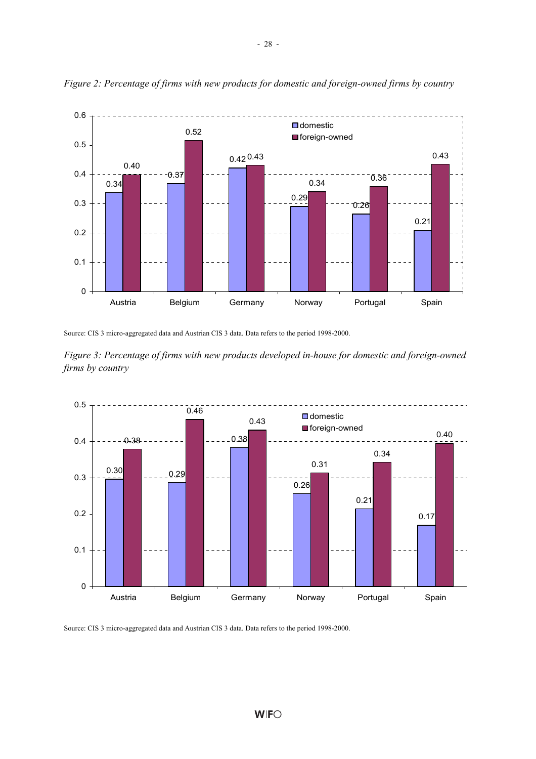*Figure 2: Percentage of firms with new products for domestic and foreign-owned firms by country*

| Country | domestic | foreign-owned |
|---|---|---|
| Austria | 0.34 | 0.40 |
| Belgium | 0.37 | 0.52 |
| Germany | 0.42 | 0.43 |
| Norway | 0.29 | 0.34 |
| Portugal | 0.26 | 0.36 |
| Spain | 0.21 | 0.43 |

Source: CIS 3 micro-aggregated data and Austrian CIS 3 data. Data refers to the period 1998-2000.

*Figure 3: Percentage of firms with new products developed in-house for domestic and foreign-owned firms by country*

| Country | domestic | foreign-owned |
|---|---|---|
| Austria | 0.30 | 0.38 |
| Belgium | 0.29 | 0.46 |
| Germany | 0.38 | 0.43 |
| Norway | 0.26 | 0.31 |
| Portugal | 0.21 | 0.34 |
| Spain | 0.17 | 0.40 |

Source: CIS 3 micro-aggregated data and Austrian CIS 3 data. Data refers to the period 1998-2000.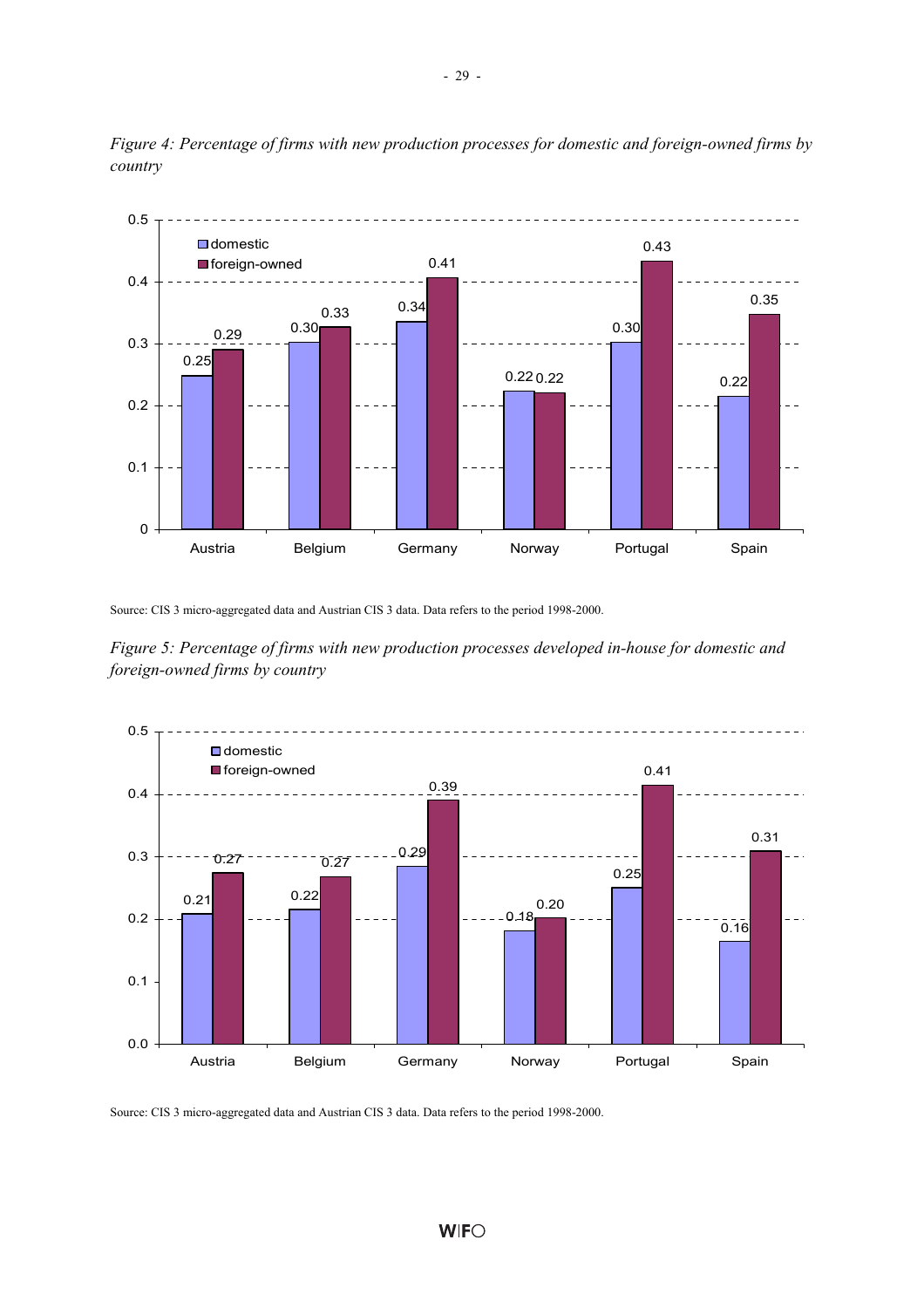*Figure 4: Percentage of firms with new production processes for domestic and foreign-owned firms by country*

| Country | domestic | foreign-owned |
|---|---|---|
| Austria | 0.25 | 0.29 |
| Belgium | 0.30 | 0.33 |
| Germany | 0.34 | 0.41 |
| Norway | 0.22 | 0.22 |
| Portugal | 0.30 | 0.43 |
| Spain | 0.22 | 0.35 |

Source: CIS 3 micro-aggregated data and Austrian CIS 3 data. Data refers to the period 1998-2000.

*Figure 5: Percentage of firms with new production processes developed in-house for domestic and foreign-owned firms by country*

| Country | domestic | foreign-owned |
|---|---|---|
| Austria | 0.21 | 0.27 |
| Belgium | 0.22 | 0.27 |
| Germany | 0.29 | 0.39 |
| Norway | 0.18 | 0.20 |
| Portugal | 0.25 | 0.41 |
| Spain | 0.16 | 0.31 |

Source: CIS 3 micro-aggregated data and Austrian CIS 3 data. Data refers to the period 1998-2000.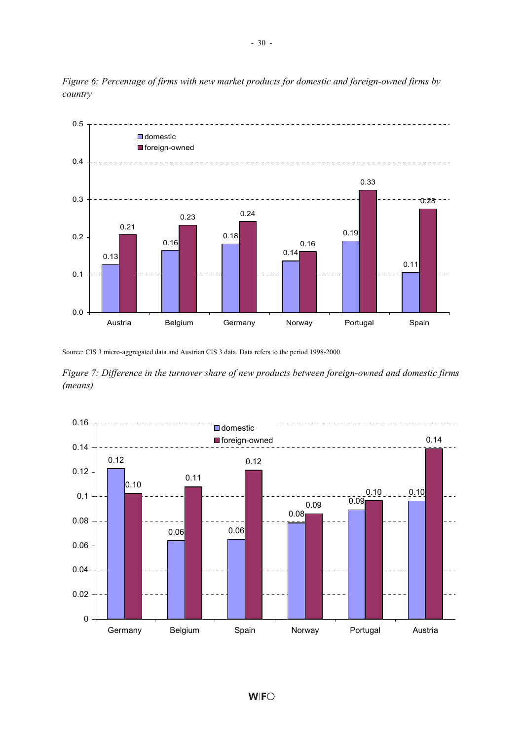*Figure 6: Percentage of firms with new market products for domestic and foreign-owned firms by country*

| Country | domestic | foreign-owned |
|---|---|---|
| Austria | 0.13 | 0.21 |
| Belgium | 0.16 | 0.23 |
| Germany | 0.18 | 0.24 |
| Norway | 0.14 | 0.16 |
| Portugal | 0.19 | 0.33 |
| Spain | 0.11 | 0.28 |

Source: CIS 3 micro-aggregated data and Austrian CIS 3 data. Data refers to the period 1998-2000.

*Figure 7: Difference in the turnover share of new products between foreign-owned and domestic firms (means)*

| Country | domestic | foreign-owned |
|---|---|---|
| Germany | 0.12 | 0.10 |
| Belgium | 0.06 | 0.11 |
| Spain | 0.06 | 0.12 |
| Norway | 0.08 | 0.09 |
| Portugal | 0.09 | 0.10 |
| Austria | 0.10 | 0.14 |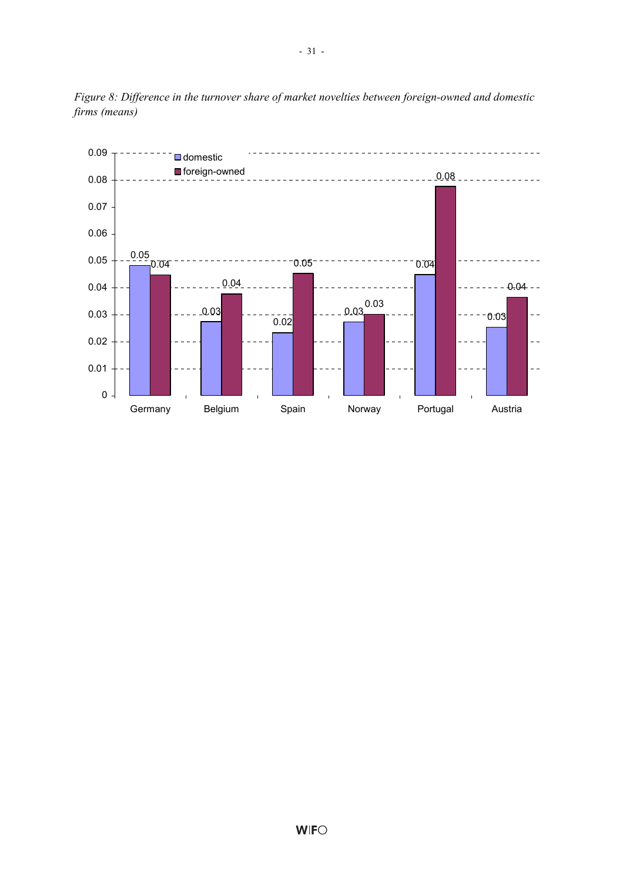*Figure 8: Difference in the turnover share of market novelties between foreign-owned and domestic firms (means)*

| | domestic | foreign-owned |
|---|---|---|
| Germany | 0.05 | 0.04 |
| Belgium | 0.03 | 0.04 |
| Spain | 0.02 | 0.05 |
| Norway | 0.03 | 0.03 |
| Portugal | 0.04 | 0.08 |
| Austria | 0.03 | 0.04 |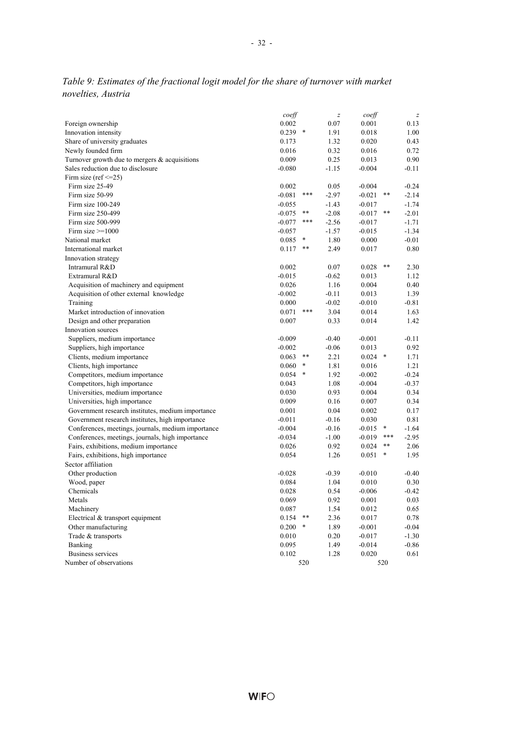*Table 9: Estimates of the fractional logit model for the share of turnover with market novelties, Austria*

| | *coeff* | | *z* | *coeff* | | *z* |
|---|---|---|---|---|---|---|
| Foreign ownership | 0.002 | | 0.07 | 0.001 | | 0.13 |
| Innovation intensity | 0.239 | * | 1.91 | 0.018 | | 1.00 |
| Share of university graduates | 0.173 | | 1.32 | 0.020 | | 0.43 |
| Newly founded firm | 0.016 | | 0.32 | 0.016 | | 0.72 |
| Turnover growth due to mergers & acquisitions | 0.009 | | 0.25 | 0.013 | | 0.90 |
| Sales reduction due to disclosure | -0.080 | | -1.15 | -0.004 | | -0.11 |
| Firm size (ref <=25) | | | | | | |
| Firm size 25-49 | 0.002 | | 0.05 | -0.004 | | -0.24 |
| Firm size 50-99 | -0.081 | *** | -2.97 | -0.021 | ** | -2.14 |
| Firm size 100-249 | -0.055 | | -1.43 | -0.017 | | -1.74 |
| Firm size 250-499 | -0.075 | ** | -2.08 | -0.017 | ** | -2.01 |
| Firm size 500-999 | -0.077 | *** | -2.56 | -0.017 | | -1.71 |
| Firm size >=1000 | -0.057 | | -1.57 | -0.015 | | -1.34 |
| National market | 0.085 | * | 1.80 | 0.000 | | -0.01 |
| International market | 0.117 | ** | 2.49 | 0.017 | | 0.80 |
| Innovation strategy | | | | | | |
| Intramural R&D | 0.002 | | 0.07 | 0.028 | ** | 2.30 |
| Extramural R&D | -0.015 | | -0.62 | 0.013 | | 1.12 |
| Acquisition of machinery and equipment | 0.026 | | 1.16 | 0.004 | | 0.40 |
| Acquisition of other external knowledge | -0.002 | | -0.11 | 0.013 | | 1.39 |
| Training | 0.000 | | -0.02 | -0.010 | | -0.81 |
| Market introduction of innovation | 0.071 | *** | 3.04 | 0.014 | | 1.63 |
| Design and other preparation | 0.007 | | 0.33 | 0.014 | | 1.42 |
| Innovation sources | | | | | | |
| Suppliers, medium importance | -0.009 | | -0.40 | -0.001 | | -0.11 |
| Suppliers, high importance | -0.002 | | -0.06 | 0.013 | | 0.92 |
| Clients, medium importance | 0.063 | ** | 2.21 | 0.024 | * | 1.71 |
| Clients, high importance | 0.060 | * | 1.81 | 0.016 | | 1.21 |
| Competitors, medium importance | 0.054 | * | 1.92 | -0.002 | | -0.24 |
| Competitors, high importance | 0.043 | | 1.08 | -0.004 | | -0.37 |
| Universities, medium importance | 0.030 | | 0.93 | 0.004 | | 0.34 |
| Universities, high importance | 0.009 | | 0.16 | 0.007 | | 0.34 |
| Government research institutes, medium importance | 0.001 | | 0.04 | 0.002 | | 0.17 |
| Government research institutes, high importance | -0.011 | | -0.16 | 0.030 | | 0.81 |
| Conferences, meetings, journals, medium importance | -0.004 | | -0.16 | -0.015 | * | -1.64 |
| Conferences, meetings, journals, high importance | -0.034 | | -1.00 | -0.019 | *** | -2.95 |
| Fairs, exhibitions, medium importance | 0.026 | | 0.92 | 0.024 | ** | 2.06 |
| Fairs, exhibitions, high importance | 0.054 | | 1.26 | 0.051 | * | 1.95 |
| Sector affiliation | | | | | | |
| Other production | -0.028 | | -0.39 | -0.010 | | -0.40 |
| Wood, paper | 0.084 | | 1.04 | 0.010 | | 0.30 |
| Chemicals | 0.028 | | 0.54 | -0.006 | | -0.42 |
| Metals | 0.069 | | 0.92 | 0.001 | | 0.03 |
| Machinery | 0.087 | | 1.54 | 0.012 | | 0.65 |
| Electrical & transport equipment | 0.154 | ** | 2.36 | 0.017 | | 0.78 |
| Other manufacturing | 0.200 | * | 1.89 | -0.001 | | -0.04 |
| Trade & transports | 0.010 | | 0.20 | -0.017 | | -1.30 |
| Banking | 0.095 | | 1.49 | -0.014 | | -0.86 |
| Business services | 0.102 | | 1.28 | 0.020 | | 0.61 |
| Number of observations | | 520 | | | 520 | |